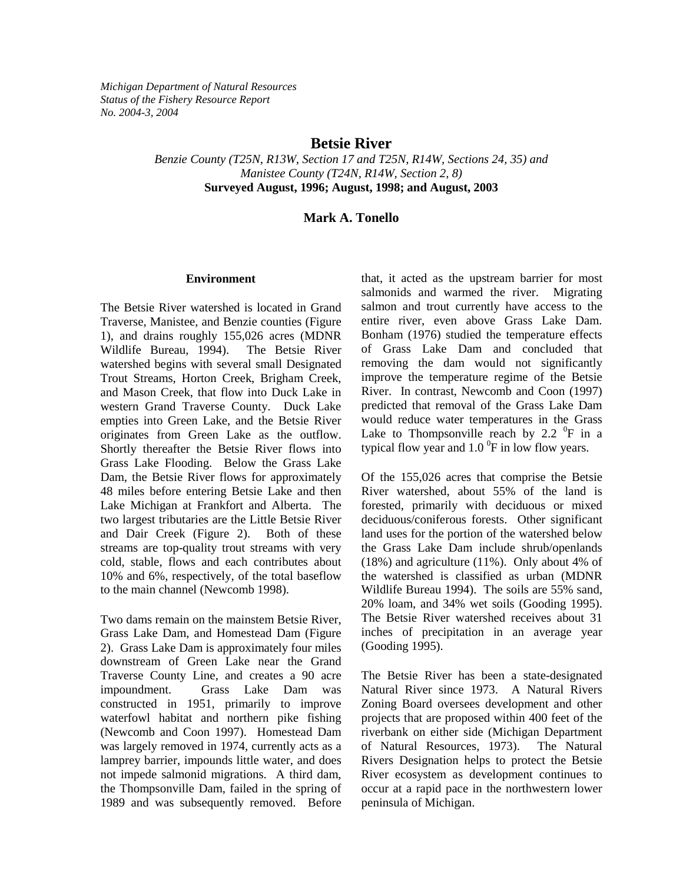*Michigan Department of Natural Resources*
*Status of the Fishery Resource Report*
*No. 2004-3, 2004*

# Betsie River

*Benzie County (T25N, R13W, Section 17 and T25N, R14W, Sections 24, 35) and Manistee County (T24N, R14W, Section 2, 8)*
**Surveyed August, 1996; August, 1998; and August, 2003**

**Mark A. Tonello**

## Environment

The Betsie River watershed is located in Grand Traverse, Manistee, and Benzie counties (Figure 1), and drains roughly 155,026 acres (MDNR Wildlife Bureau, 1994). The Betsie River watershed begins with several small Designated Trout Streams, Horton Creek, Brigham Creek, and Mason Creek, that flow into Duck Lake in western Grand Traverse County. Duck Lake empties into Green Lake, and the Betsie River originates from Green Lake as the outflow. Shortly thereafter the Betsie River flows into Grass Lake Flooding. Below the Grass Lake Dam, the Betsie River flows for approximately 48 miles before entering Betsie Lake and then Lake Michigan at Frankfort and Alberta. The two largest tributaries are the Little Betsie River and Dair Creek (Figure 2). Both of these streams are top-quality trout streams with very cold, stable, flows and each contributes about 10% and 6%, respectively, of the total baseflow to the main channel (Newcomb 1998).

Two dams remain on the mainstem Betsie River, Grass Lake Dam, and Homestead Dam (Figure 2). Grass Lake Dam is approximately four miles downstream of Green Lake near the Grand Traverse County Line, and creates a 90 acre impoundment. Grass Lake Dam was constructed in 1951, primarily to improve waterfowl habitat and northern pike fishing (Newcomb and Coon 1997). Homestead Dam was largely removed in 1974, currently acts as a lamprey barrier, impounds little water, and does not impede salmonid migrations. A third dam, the Thompsonville Dam, failed in the spring of 1989 and was subsequently removed. Before that, it acted as the upstream barrier for most salmonids and warmed the river. Migrating salmon and trout currently have access to the entire river, even above Grass Lake Dam. Bonham (1976) studied the temperature effects of Grass Lake Dam and concluded that removing the dam would not significantly improve the temperature regime of the Betsie River. In contrast, Newcomb and Coon (1997) predicted that removal of the Grass Lake Dam would reduce water temperatures in the Grass Lake to Thompsonville reach by 2.2 $^{0}$F in a typical flow year and 1.0 $^{0}$F in low flow years.

Of the 155,026 acres that comprise the Betsie River watershed, about 55% of the land is forested, primarily with deciduous or mixed deciduous/coniferous forests. Other significant land uses for the portion of the watershed below the Grass Lake Dam include shrub/openlands (18%) and agriculture (11%). Only about 4% of the watershed is classified as urban (MDNR Wildlife Bureau 1994). The soils are 55% sand, 20% loam, and 34% wet soils (Gooding 1995). The Betsie River watershed receives about 31 inches of precipitation in an average year (Gooding 1995).

The Betsie River has been a state-designated Natural River since 1973. A Natural Rivers Zoning Board oversees development and other projects that are proposed within 400 feet of the riverbank on either side (Michigan Department of Natural Resources, 1973). The Natural Rivers Designation helps to protect the Betsie River ecosystem as development continues to occur at a rapid pace in the northwestern lower peninsula of Michigan.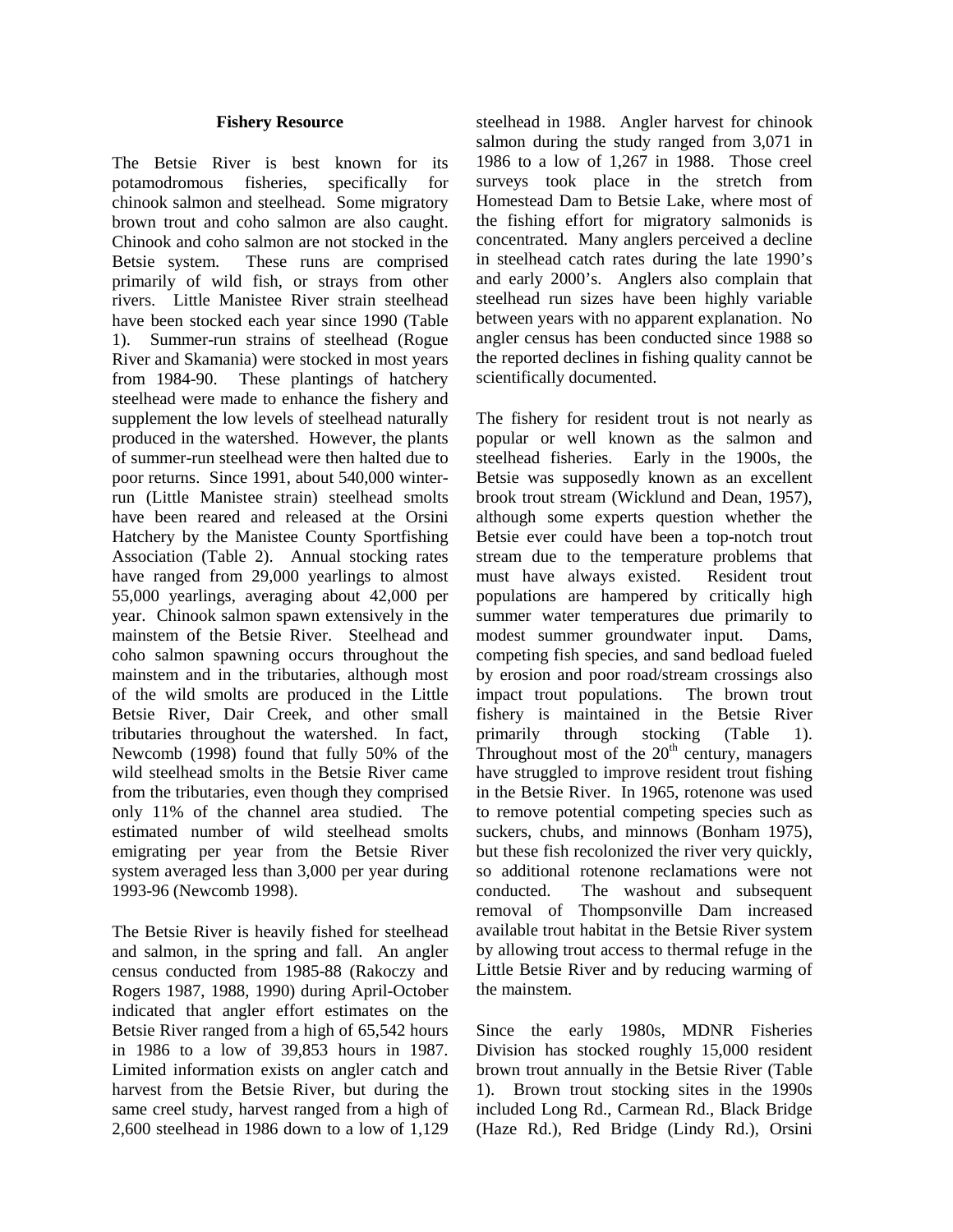### Fishery Resource

The Betsie River is best known for its potamodromous fisheries, specifically for chinook salmon and steelhead. Some migratory brown trout and coho salmon are also caught. Chinook and coho salmon are not stocked in the Betsie system. These runs are comprised primarily of wild fish, or strays from other rivers. Little Manistee River strain steelhead have been stocked each year since 1990 (Table 1). Summer-run strains of steelhead (Rogue River and Skamania) were stocked in most years from 1984-90. These plantings of hatchery steelhead were made to enhance the fishery and supplement the low levels of steelhead naturally produced in the watershed. However, the plants of summer-run steelhead were then halted due to poor returns. Since 1991, about 540,000 winter-run (Little Manistee strain) steelhead smolts have been reared and released at the Orsini Hatchery by the Manistee County Sportfishing Association (Table 2). Annual stocking rates have ranged from 29,000 yearlings to almost 55,000 yearlings, averaging about 42,000 per year. Chinook salmon spawn extensively in the mainstem of the Betsie River. Steelhead and coho salmon spawning occurs throughout the mainstem and in the tributaries, although most of the wild smolts are produced in the Little Betsie River, Dair Creek, and other small tributaries throughout the watershed. In fact, Newcomb (1998) found that fully 50% of the wild steelhead smolts in the Betsie River came from the tributaries, even though they comprised only 11% of the channel area studied. The estimated number of wild steelhead smolts emigrating per year from the Betsie River system averaged less than 3,000 per year during 1993-96 (Newcomb 1998).

The Betsie River is heavily fished for steelhead and salmon, in the spring and fall. An angler census conducted from 1985-88 (Rakoczy and Rogers 1987, 1988, 1990) during April-October indicated that angler effort estimates on the Betsie River ranged from a high of 65,542 hours in 1986 to a low of 39,853 hours in 1987. Limited information exists on angler catch and harvest from the Betsie River, but during the same creel study, harvest ranged from a high of 2,600 steelhead in 1986 down to a low of 1,129 steelhead in 1988. Angler harvest for chinook salmon during the study ranged from 3,071 in 1986 to a low of 1,267 in 1988. Those creel surveys took place in the stretch from Homestead Dam to Betsie Lake, where most of the fishing effort for migratory salmonids is concentrated. Many anglers perceived a decline in steelhead catch rates during the late 1990's and early 2000's. Anglers also complain that steelhead run sizes have been highly variable between years with no apparent explanation. No angler census has been conducted since 1988 so the reported declines in fishing quality cannot be scientifically documented.

The fishery for resident trout is not nearly as popular or well known as the salmon and steelhead fisheries. Early in the 1900s, the Betsie was supposedly known as an excellent brook trout stream (Wicklund and Dean, 1957), although some experts question whether the Betsie ever could have been a top-notch trout stream due to the temperature problems that must have always existed. Resident trout populations are hampered by critically high summer water temperatures due primarily to modest summer groundwater input. Dams, competing fish species, and sand bedload fueled by erosion and poor road/stream crossings also impact trout populations. The brown trout fishery is maintained in the Betsie River primarily through stocking (Table 1). Throughout most of the 20th century, managers have struggled to improve resident trout fishing in the Betsie River. In 1965, rotenone was used to remove potential competing species such as suckers, chubs, and minnows (Bonham 1975), but these fish recolonized the river very quickly, so additional rotenone reclamations were not conducted. The washout and subsequent removal of Thompsonville Dam increased available trout habitat in the Betsie River system by allowing trout access to thermal refuge in the Little Betsie River and by reducing warming of the mainstem.

Since the early 1980s, MDNR Fisheries Division has stocked roughly 15,000 resident brown trout annually in the Betsie River (Table 1). Brown trout stocking sites in the 1990s included Long Rd., Carmean Rd., Black Bridge (Haze Rd.), Red Bridge (Lindy Rd.), Orsini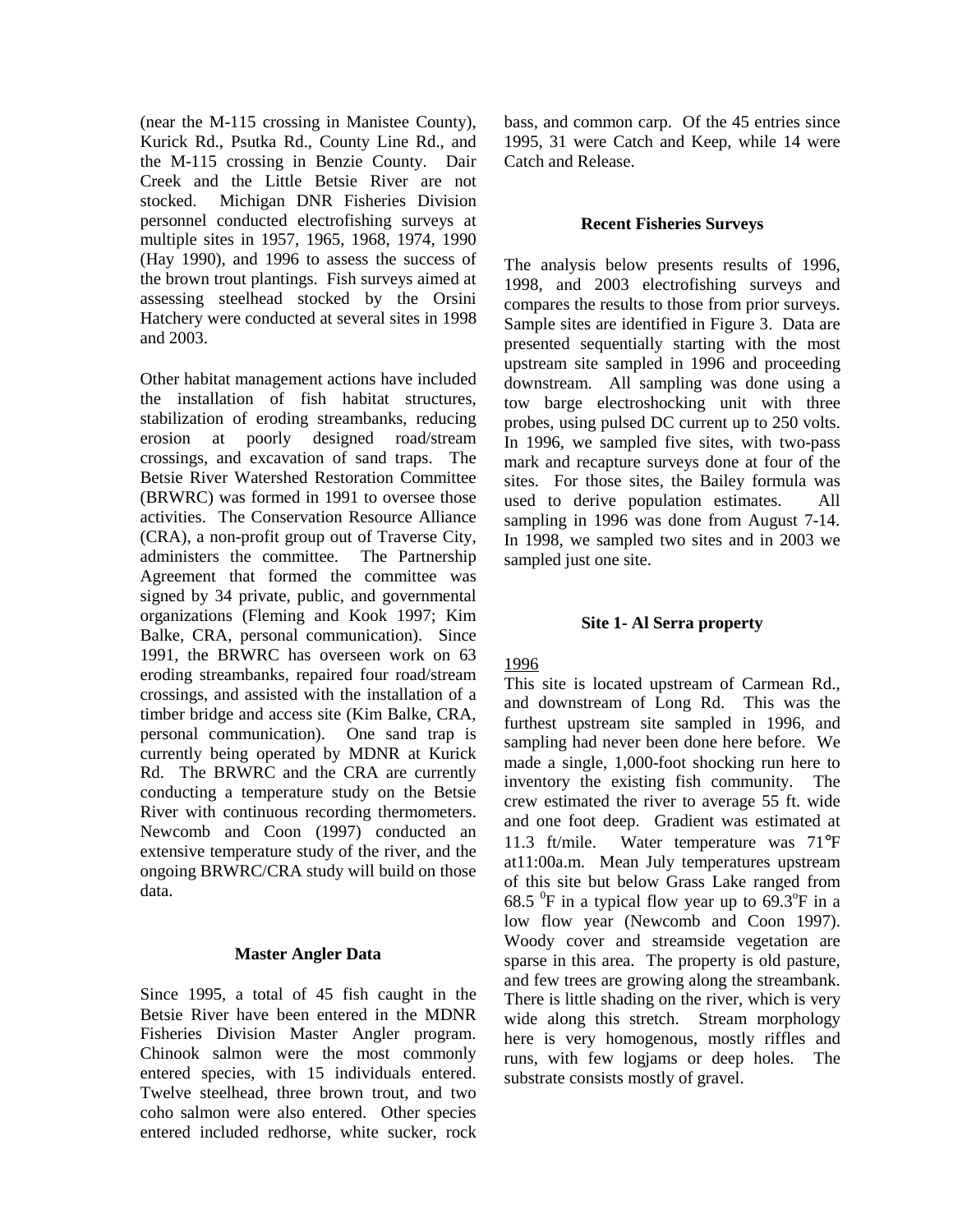(near the M-115 crossing in Manistee County), Kurick Rd., Psutka Rd., County Line Rd., and the M-115 crossing in Benzie County. Dair Creek and the Little Betsie River are not stocked. Michigan DNR Fisheries Division personnel conducted electrofishing surveys at multiple sites in 1957, 1965, 1968, 1974, 1990 (Hay 1990), and 1996 to assess the success of the brown trout plantings. Fish surveys aimed at assessing steelhead stocked by the Orsini Hatchery were conducted at several sites in 1998 and 2003.

Other habitat management actions have included the installation of fish habitat structures, stabilization of eroding streambanks, reducing erosion at poorly designed road/stream crossings, and excavation of sand traps. The Betsie River Watershed Restoration Committee (BRWRC) was formed in 1991 to oversee those activities. The Conservation Resource Alliance (CRA), a non-profit group out of Traverse City, administers the committee. The Partnership Agreement that formed the committee was signed by 34 private, public, and governmental organizations (Fleming and Kook 1997; Kim Balke, CRA, personal communication). Since 1991, the BRWRC has overseen work on 63 eroding streambanks, repaired four road/stream crossings, and assisted with the installation of a timber bridge and access site (Kim Balke, CRA, personal communication). One sand trap is currently being operated by MDNR at Kurick Rd. The BRWRC and the CRA are currently conducting a temperature study on the Betsie River with continuous recording thermometers. Newcomb and Coon (1997) conducted an extensive temperature study of the river, and the ongoing BRWRC/CRA study will build on those data.

### Master Angler Data

Since 1995, a total of 45 fish caught in the Betsie River have been entered in the MDNR Fisheries Division Master Angler program. Chinook salmon were the most commonly entered species, with 15 individuals entered. Twelve steelhead, three brown trout, and two coho salmon were also entered. Other species entered included redhorse, white sucker, rock bass, and common carp. Of the 45 entries since 1995, 31 were Catch and Keep, while 14 were Catch and Release.

### Recent Fisheries Surveys

The analysis below presents results of 1996, 1998, and 2003 electrofishing surveys and compares the results to those from prior surveys. Sample sites are identified in Figure 3. Data are presented sequentially starting with the most upstream site sampled in 1996 and proceeding downstream. All sampling was done using a tow barge electroshocking unit with three probes, using pulsed DC current up to 250 volts. In 1996, we sampled five sites, with two-pass mark and recapture surveys done at four of the sites. For those sites, the Bailey formula was used to derive population estimates. All sampling in 1996 was done from August 7-14. In 1998, we sampled two sites and in 2003 we sampled just one site.

### Site 1- Al Serra property

1996

This site is located upstream of Carmean Rd., and downstream of Long Rd. This was the furthest upstream site sampled in 1996, and sampling had never been done here before. We made a single, 1,000-foot shocking run here to inventory the existing fish community. The crew estimated the river to average 55 ft. wide and one foot deep. Gradient was estimated at 11.3 ft/mile. Water temperature was 71°F at11:00a.m. Mean July temperatures upstream of this site but below Grass Lake ranged from 68.5 °F in a typical flow year up to 69.3°F in a low flow year (Newcomb and Coon 1997). Woody cover and streamside vegetation are sparse in this area. The property is old pasture, and few trees are growing along the streambank. There is little shading on the river, which is very wide along this stretch. Stream morphology here is very homogenous, mostly riffles and runs, with few logjams or deep holes. The substrate consists mostly of gravel.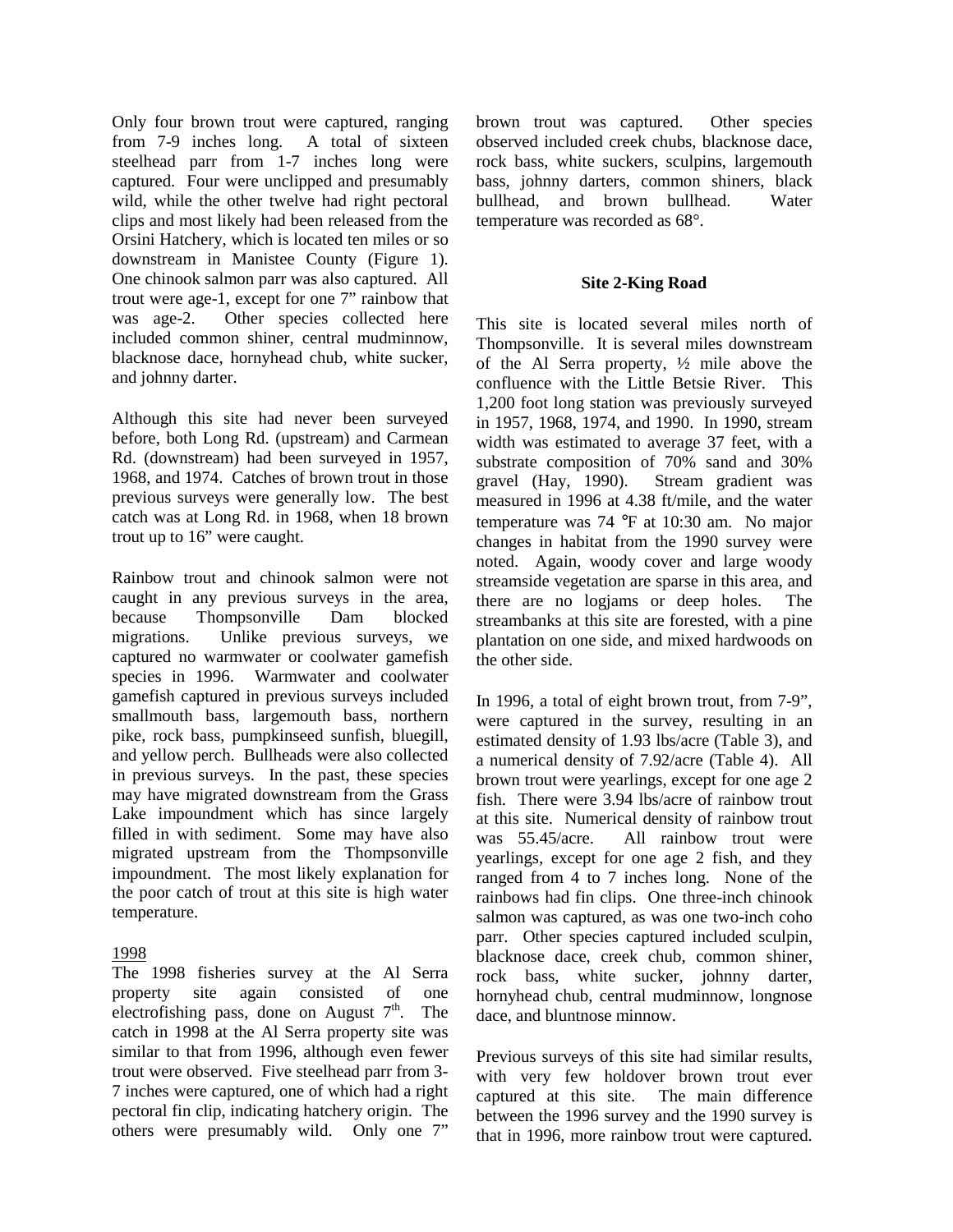Only four brown trout were captured, ranging from 7-9 inches long. A total of sixteen steelhead parr from 1-7 inches long were captured. Four were unclipped and presumably wild, while the other twelve had right pectoral clips and most likely had been released from the Orsini Hatchery, which is located ten miles or so downstream in Manistee County (Figure 1). One chinook salmon parr was also captured. All trout were age-1, except for one 7" rainbow that was age-2. Other species collected here included common shiner, central mudminnow, blacknose dace, hornyhead chub, white sucker, and johnny darter.

Although this site had never been surveyed before, both Long Rd. (upstream) and Carmean Rd. (downstream) had been surveyed in 1957, 1968, and 1974. Catches of brown trout in those previous surveys were generally low. The best catch was at Long Rd. in 1968, when 18 brown trout up to 16" were caught.

Rainbow trout and chinook salmon were not caught in any previous surveys in the area, because Thompsonville Dam blocked migrations. Unlike previous surveys, we captured no warmwater or coolwater gamefish species in 1996. Warmwater and coolwater gamefish captured in previous surveys included smallmouth bass, largemouth bass, northern pike, rock bass, pumpkinseed sunfish, bluegill, and yellow perch. Bullheads were also collected in previous surveys. In the past, these species may have migrated downstream from the Grass Lake impoundment which has since largely filled in with sediment. Some may have also migrated upstream from the Thompsonville impoundment. The most likely explanation for the poor catch of trout at this site is high water temperature.

1998

The 1998 fisheries survey at the Al Serra property site again consisted of one electrofishing pass, done on August 7th. The catch in 1998 at the Al Serra property site was similar to that from 1996, although even fewer trout were observed. Five steelhead parr from 3-7 inches were captured, one of which had a right pectoral fin clip, indicating hatchery origin. The others were presumably wild. Only one 7" brown trout was captured. Other species observed included creek chubs, blacknose dace, rock bass, white suckers, sculpins, largemouth bass, johnny darters, common shiners, black bullhead, and brown bullhead. Water temperature was recorded as 68°.

**Site 2-King Road**

This site is located several miles north of Thompsonville. It is several miles downstream of the Al Serra property, ½ mile above the confluence with the Little Betsie River. This 1,200 foot long station was previously surveyed in 1957, 1968, 1974, and 1990. In 1990, stream width was estimated to average 37 feet, with a substrate composition of 70% sand and 30% gravel (Hay, 1990). Stream gradient was measured in 1996 at 4.38 ft/mile, and the water temperature was 74 °F at 10:30 am. No major changes in habitat from the 1990 survey were noted. Again, woody cover and large woody streamside vegetation are sparse in this area, and there are no logjams or deep holes. The streambanks at this site are forested, with a pine plantation on one side, and mixed hardwoods on the other side.

In 1996, a total of eight brown trout, from 7-9", were captured in the survey, resulting in an estimated density of 1.93 lbs/acre (Table 3), and a numerical density of 7.92/acre (Table 4). All brown trout were yearlings, except for one age 2 fish. There were 3.94 lbs/acre of rainbow trout at this site. Numerical density of rainbow trout was 55.45/acre. All rainbow trout were yearlings, except for one age 2 fish, and they ranged from 4 to 7 inches long. None of the rainbows had fin clips. One three-inch chinook salmon was captured, as was one two-inch coho parr. Other species captured included sculpin, blacknose dace, creek chub, common shiner, rock bass, white sucker, johnny darter, hornyhead chub, central mudminnow, longnose dace, and bluntnose minnow.

Previous surveys of this site had similar results, with very few holdover brown trout ever captured at this site. The main difference between the 1996 survey and the 1990 survey is that in 1996, more rainbow trout were captured.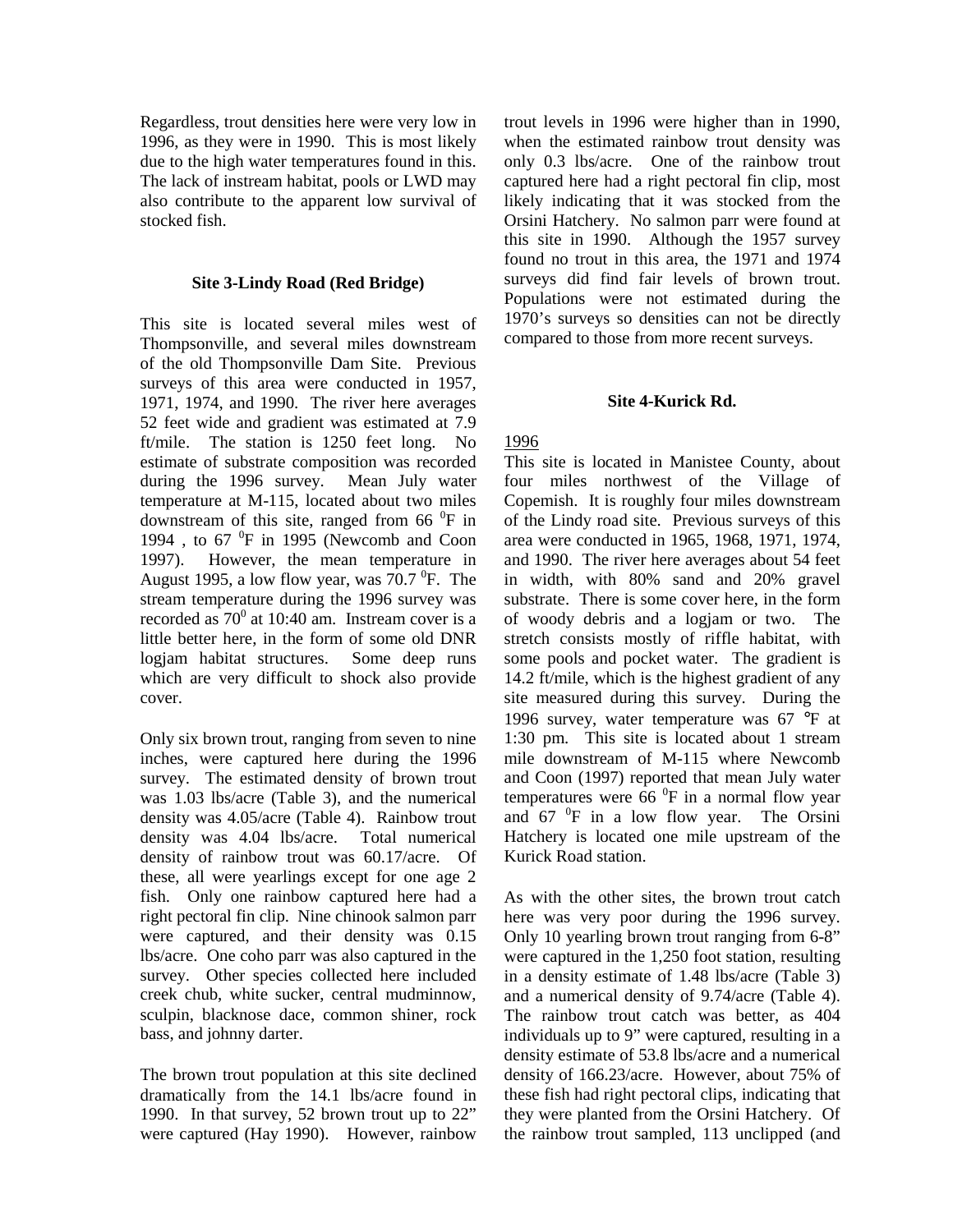Regardless, trout densities here were very low in 1996, as they were in 1990. This is most likely due to the high water temperatures found in this. The lack of instream habitat, pools or LWD may also contribute to the apparent low survival of stocked fish.

### Site 3-Lindy Road (Red Bridge)

This site is located several miles west of Thompsonville, and several miles downstream of the old Thompsonville Dam Site. Previous surveys of this area were conducted in 1957, 1971, 1974, and 1990. The river here averages 52 feet wide and gradient was estimated at 7.9 ft/mile. The station is 1250 feet long. No estimate of substrate composition was recorded during the 1996 survey. Mean July water temperature at M-115, located about two miles downstream of this site, ranged from 66 $^0$F in 1994 , to 67 $^0$F in 1995 (Newcomb and Coon 1997). However, the mean temperature in August 1995, a low flow year, was 70.7 $^0$F. The stream temperature during the 1996 survey was recorded as 70$^0$ at 10:40 am. Instream cover is a little better here, in the form of some old DNR logjam habitat structures. Some deep runs which are very difficult to shock also provide cover.

Only six brown trout, ranging from seven to nine inches, were captured here during the 1996 survey. The estimated density of brown trout was 1.03 lbs/acre (Table 3), and the numerical density was 4.05/acre (Table 4). Rainbow trout density was 4.04 lbs/acre. Total numerical density of rainbow trout was 60.17/acre. Of these, all were yearlings except for one age 2 fish. Only one rainbow captured here had a right pectoral fin clip. Nine chinook salmon parr were captured, and their density was 0.15 lbs/acre. One coho parr was also captured in the survey. Other species collected here included creek chub, white sucker, central mudminnow, sculpin, blacknose dace, common shiner, rock bass, and johnny darter.

The brown trout population at this site declined dramatically from the 14.1 lbs/acre found in 1990. In that survey, 52 brown trout up to 22" were captured (Hay 1990). However, rainbow trout levels in 1996 were higher than in 1990, when the estimated rainbow trout density was only 0.3 lbs/acre. One of the rainbow trout captured here had a right pectoral fin clip, most likely indicating that it was stocked from the Orsini Hatchery. No salmon parr were found at this site in 1990. Although the 1957 survey found no trout in this area, the 1971 and 1974 surveys did find fair levels of brown trout. Populations were not estimated during the 1970's surveys so densities can not be directly compared to those from more recent surveys.

### Site 4-Kurick Rd.

1996

This site is located in Manistee County, about four miles northwest of the Village of Copemish. It is roughly four miles downstream of the Lindy road site. Previous surveys of this area were conducted in 1965, 1968, 1971, 1974, and 1990. The river here averages about 54 feet in width, with 80% sand and 20% gravel substrate. There is some cover here, in the form of woody debris and a logjam or two. The stretch consists mostly of riffle habitat, with some pools and pocket water. The gradient is 14.2 ft/mile, which is the highest gradient of any site measured during this survey. During the 1996 survey, water temperature was 67 °F at 1:30 pm. This site is located about 1 stream mile downstream of M-115 where Newcomb and Coon (1997) reported that mean July water temperatures were 66 $^0$F in a normal flow year and 67 $^0$F in a low flow year. The Orsini Hatchery is located one mile upstream of the Kurick Road station.

As with the other sites, the brown trout catch here was very poor during the 1996 survey. Only 10 yearling brown trout ranging from 6-8" were captured in the 1,250 foot station, resulting in a density estimate of 1.48 lbs/acre (Table 3) and a numerical density of 9.74/acre (Table 4). The rainbow trout catch was better, as 404 individuals up to 9" were captured, resulting in a density estimate of 53.8 lbs/acre and a numerical density of 166.23/acre. However, about 75% of these fish had right pectoral clips, indicating that they were planted from the Orsini Hatchery. Of the rainbow trout sampled, 113 unclipped (and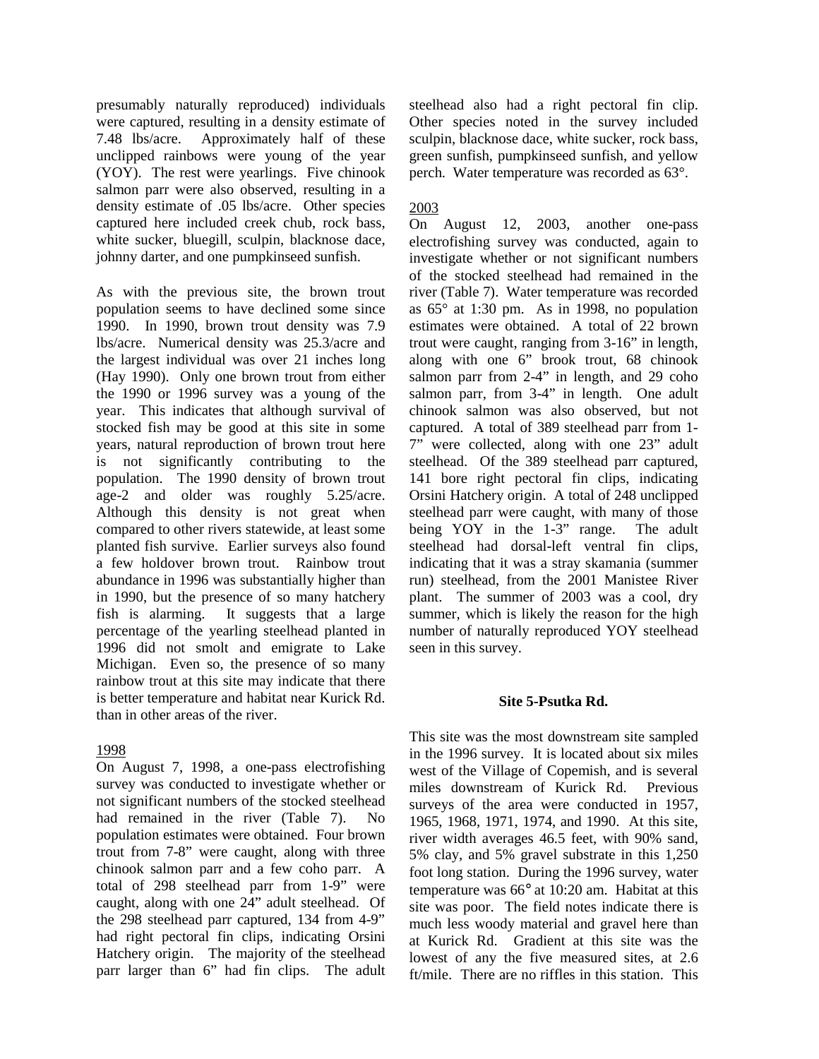presumably naturally reproduced) individuals were captured, resulting in a density estimate of 7.48 lbs/acre. Approximately half of these unclipped rainbows were young of the year (YOY). The rest were yearlings. Five chinook salmon parr were also observed, resulting in a density estimate of .05 lbs/acre. Other species captured here included creek chub, rock bass, white sucker, bluegill, sculpin, blacknose dace, johnny darter, and one pumpkinseed sunfish.

As with the previous site, the brown trout population seems to have declined some since 1990. In 1990, brown trout density was 7.9 lbs/acre. Numerical density was 25.3/acre and the largest individual was over 21 inches long (Hay 1990). Only one brown trout from either the 1990 or 1996 survey was a young of the year. This indicates that although survival of stocked fish may be good at this site in some years, natural reproduction of brown trout here is not significantly contributing to the population. The 1990 density of brown trout age-2 and older was roughly 5.25/acre. Although this density is not great when compared to other rivers statewide, at least some planted fish survive. Earlier surveys also found a few holdover brown trout. Rainbow trout abundance in 1996 was substantially higher than in 1990, but the presence of so many hatchery fish is alarming. It suggests that a large percentage of the yearling steelhead planted in 1996 did not smolt and emigrate to Lake Michigan. Even so, the presence of so many rainbow trout at this site may indicate that there is better temperature and habitat near Kurick Rd. than in other areas of the river.

1998

On August 7, 1998, a one-pass electrofishing survey was conducted to investigate whether or not significant numbers of the stocked steelhead had remained in the river (Table 7). No population estimates were obtained. Four brown trout from 7-8" were caught, along with three chinook salmon parr and a few coho parr. A total of 298 steelhead parr from 1-9" were caught, along with one 24" adult steelhead. Of the 298 steelhead parr captured, 134 from 4-9" had right pectoral fin clips, indicating Orsini Hatchery origin. The majority of the steelhead parr larger than 6" had fin clips. The adult steelhead also had a right pectoral fin clip. Other species noted in the survey included sculpin, blacknose dace, white sucker, rock bass, green sunfish, pumpkinseed sunfish, and yellow perch. Water temperature was recorded as 63°.

2003

On August 12, 2003, another one-pass electrofishing survey was conducted, again to investigate whether or not significant numbers of the stocked steelhead had remained in the river (Table 7). Water temperature was recorded as 65° at 1:30 pm. As in 1998, no population estimates were obtained. A total of 22 brown trout were caught, ranging from 3-16" in length, along with one 6" brook trout, 68 chinook salmon parr from 2-4" in length, and 29 coho salmon parr, from 3-4" in length. One adult chinook salmon was also observed, but not captured. A total of 389 steelhead parr from 1-7" were collected, along with one 23" adult steelhead. Of the 389 steelhead parr captured, 141 bore right pectoral fin clips, indicating Orsini Hatchery origin. A total of 248 unclipped steelhead parr were caught, with many of those being YOY in the 1-3" range. The adult steelhead had dorsal-left ventral fin clips, indicating that it was a stray skamania (summer run) steelhead, from the 2001 Manistee River plant. The summer of 2003 was a cool, dry summer, which is likely the reason for the high number of naturally reproduced YOY steelhead seen in this survey.

**Site 5-Psutka Rd.**

This site was the most downstream site sampled in the 1996 survey. It is located about six miles west of the Village of Copemish, and is several miles downstream of Kurick Rd. Previous surveys of the area were conducted in 1957, 1965, 1968, 1971, 1974, and 1990. At this site, river width averages 46.5 feet, with 90% sand, 5% clay, and 5% gravel substrate in this 1,250 foot long station. During the 1996 survey, water temperature was 66° at 10:20 am. Habitat at this site was poor. The field notes indicate there is much less woody material and gravel here than at Kurick Rd. Gradient at this site was the lowest of any the five measured sites, at 2.6 ft/mile. There are no riffles in this station. This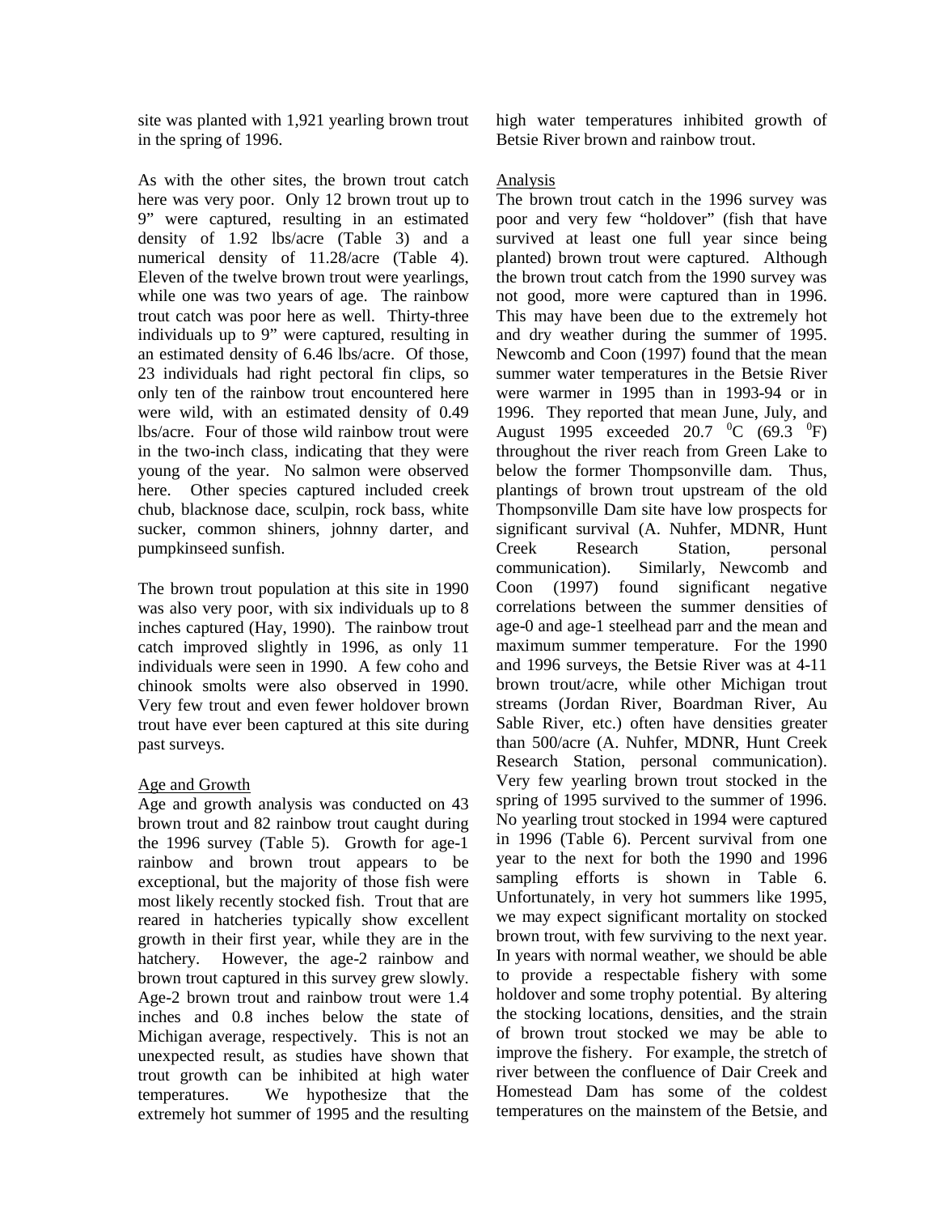site was planted with 1,921 yearling brown trout in the spring of 1996.

As with the other sites, the brown trout catch here was very poor. Only 12 brown trout up to 9" were captured, resulting in an estimated density of 1.92 lbs/acre (Table 3) and a numerical density of 11.28/acre (Table 4). Eleven of the twelve brown trout were yearlings, while one was two years of age. The rainbow trout catch was poor here as well. Thirty-three individuals up to 9" were captured, resulting in an estimated density of 6.46 lbs/acre. Of those, 23 individuals had right pectoral fin clips, so only ten of the rainbow trout encountered here were wild, with an estimated density of 0.49 lbs/acre. Four of those wild rainbow trout were in the two-inch class, indicating that they were young of the year. No salmon were observed here. Other species captured included creek chub, blacknose dace, sculpin, rock bass, white sucker, common shiners, johnny darter, and pumpkinseed sunfish.

The brown trout population at this site in 1990 was also very poor, with six individuals up to 8 inches captured (Hay, 1990). The rainbow trout catch improved slightly in 1996, as only 11 individuals were seen in 1990. A few coho and chinook smolts were also observed in 1990. Very few trout and even fewer holdover brown trout have ever been captured at this site during past surveys.

## Age and Growth

Age and growth analysis was conducted on 43 brown trout and 82 rainbow trout caught during the 1996 survey (Table 5). Growth for age-1 rainbow and brown trout appears to be exceptional, but the majority of those fish were most likely recently stocked fish. Trout that are reared in hatcheries typically show excellent growth in their first year, while they are in the hatchery. However, the age-2 rainbow and brown trout captured in this survey grew slowly. Age-2 brown trout and rainbow trout were 1.4 inches and 0.8 inches below the state of Michigan average, respectively. This is not an unexpected result, as studies have shown that trout growth can be inhibited at high water temperatures. We hypothesize that the extremely hot summer of 1995 and the resulting high water temperatures inhibited growth of Betsie River brown and rainbow trout.

## Analysis

The brown trout catch in the 1996 survey was poor and very few "holdover" (fish that have survived at least one full year since being planted) brown trout were captured. Although the brown trout catch from the 1990 survey was not good, more were captured than in 1996. This may have been due to the extremely hot and dry weather during the summer of 1995. Newcomb and Coon (1997) found that the mean summer water temperatures in the Betsie River were warmer in 1995 than in 1993-94 or in 1996. They reported that mean June, July, and August 1995 exceeded 20.7 $^{0}$C (69.3 $^{0}$F) throughout the river reach from Green Lake to below the former Thompsonville dam. Thus, plantings of brown trout upstream of the old Thompsonville Dam site have low prospects for significant survival (A. Nuhfer, MDNR, Hunt Creek Research Station, personal communication). Similarly, Newcomb and Coon (1997) found significant negative correlations between the summer densities of age-0 and age-1 steelhead parr and the mean and maximum summer temperature. For the 1990 and 1996 surveys, the Betsie River was at 4-11 brown trout/acre, while other Michigan trout streams (Jordan River, Boardman River, Au Sable River, etc.) often have densities greater than 500/acre (A. Nuhfer, MDNR, Hunt Creek Research Station, personal communication). Very few yearling brown trout stocked in the spring of 1995 survived to the summer of 1996. No yearling trout stocked in 1994 were captured in 1996 (Table 6). Percent survival from one year to the next for both the 1990 and 1996 sampling efforts is shown in Table 6. Unfortunately, in very hot summers like 1995, we may expect significant mortality on stocked brown trout, with few surviving to the next year. In years with normal weather, we should be able to provide a respectable fishery with some holdover and some trophy potential. By altering the stocking locations, densities, and the strain of brown trout stocked we may be able to improve the fishery. For example, the stretch of river between the confluence of Dair Creek and Homestead Dam has some of the coldest temperatures on the mainstem of the Betsie, and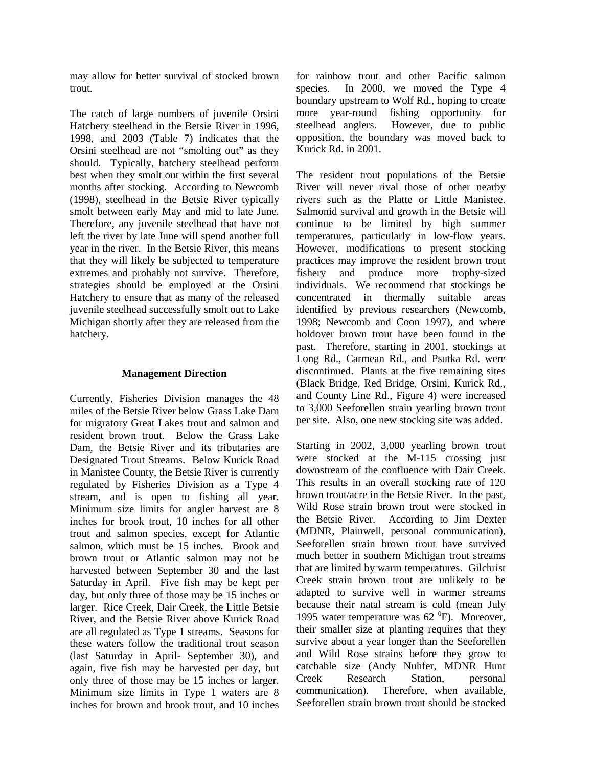may allow for better survival of stocked brown trout.

The catch of large numbers of juvenile Orsini Hatchery steelhead in the Betsie River in 1996, 1998, and 2003 (Table 7) indicates that the Orsini steelhead are not "smolting out" as they should. Typically, hatchery steelhead perform best when they smolt out within the first several months after stocking. According to Newcomb (1998), steelhead in the Betsie River typically smolt between early May and mid to late June. Therefore, any juvenile steelhead that have not left the river by late June will spend another full year in the river. In the Betsie River, this means that they will likely be subjected to temperature extremes and probably not survive. Therefore, strategies should be employed at the Orsini Hatchery to ensure that as many of the released juvenile steelhead successfully smolt out to Lake Michigan shortly after they are released from the hatchery.

## Management Direction

Currently, Fisheries Division manages the 48 miles of the Betsie River below Grass Lake Dam for migratory Great Lakes trout and salmon and resident brown trout. Below the Grass Lake Dam, the Betsie River and its tributaries are Designated Trout Streams. Below Kurick Road in Manistee County, the Betsie River is currently regulated by Fisheries Division as a Type 4 stream, and is open to fishing all year. Minimum size limits for angler harvest are 8 inches for brook trout, 10 inches for all other trout and salmon species, except for Atlantic salmon, which must be 15 inches. Brook and brown trout or Atlantic salmon may not be harvested between September 30 and the last Saturday in April. Five fish may be kept per day, but only three of those may be 15 inches or larger. Rice Creek, Dair Creek, the Little Betsie River, and the Betsie River above Kurick Road are all regulated as Type 1 streams. Seasons for these waters follow the traditional trout season (last Saturday in April- September 30), and again, five fish may be harvested per day, but only three of those may be 15 inches or larger. Minimum size limits in Type 1 waters are 8 inches for brown and brook trout, and 10 inches for rainbow trout and other Pacific salmon species. In 2000, we moved the Type 4 boundary upstream to Wolf Rd., hoping to create more year-round fishing opportunity for steelhead anglers. However, due to public opposition, the boundary was moved back to Kurick Rd. in 2001.

The resident trout populations of the Betsie River will never rival those of other nearby rivers such as the Platte or Little Manistee. Salmonid survival and growth in the Betsie will continue to be limited by high summer temperatures, particularly in low-flow years. However, modifications to present stocking practices may improve the resident brown trout fishery and produce more trophy-sized individuals. We recommend that stockings be concentrated in thermally suitable areas identified by previous researchers (Newcomb, 1998; Newcomb and Coon 1997), and where holdover brown trout have been found in the past. Therefore, starting in 2001, stockings at Long Rd., Carmean Rd., and Psutka Rd. were discontinued. Plants at the five remaining sites (Black Bridge, Red Bridge, Orsini, Kurick Rd., and County Line Rd., Figure 4) were increased to 3,000 Seeforellen strain yearling brown trout per site. Also, one new stocking site was added.

Starting in 2002, 3,000 yearling brown trout were stocked at the M-115 crossing just downstream of the confluence with Dair Creek. This results in an overall stocking rate of 120 brown trout/acre in the Betsie River. In the past, Wild Rose strain brown trout were stocked in the Betsie River. According to Jim Dexter (MDNR, Plainwell, personal communication), Seeforellen strain brown trout have survived much better in southern Michigan trout streams that are limited by warm temperatures. Gilchrist Creek strain brown trout are unlikely to be adapted to survive well in warmer streams because their natal stream is cold (mean July 1995 water temperature was 62 $^{0}$F). Moreover, their smaller size at planting requires that they survive about a year longer than the Seeforellen and Wild Rose strains before they grow to catchable size (Andy Nuhfer, MDNR Hunt Creek Research Station, personal communication). Therefore, when available, Seeforellen strain brown trout should be stocked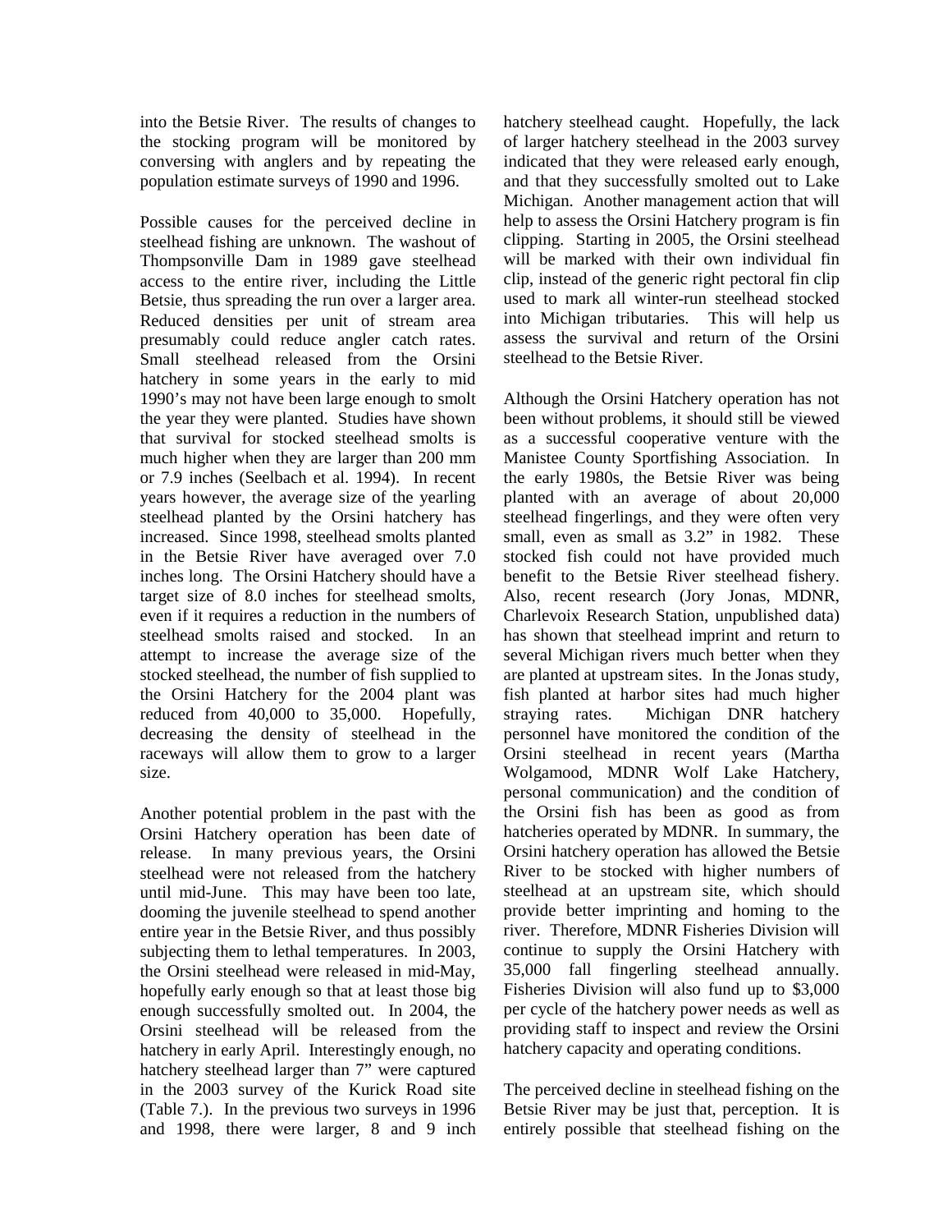into the Betsie River. The results of changes to the stocking program will be monitored by conversing with anglers and by repeating the population estimate surveys of 1990 and 1996.

Possible causes for the perceived decline in steelhead fishing are unknown. The washout of Thompsonville Dam in 1989 gave steelhead access to the entire river, including the Little Betsie, thus spreading the run over a larger area. Reduced densities per unit of stream area presumably could reduce angler catch rates. Small steelhead released from the Orsini hatchery in some years in the early to mid 1990's may not have been large enough to smolt the year they were planted. Studies have shown that survival for stocked steelhead smolts is much higher when they are larger than 200 mm or 7.9 inches (Seelbach et al. 1994). In recent years however, the average size of the yearling steelhead planted by the Orsini hatchery has increased. Since 1998, steelhead smolts planted in the Betsie River have averaged over 7.0 inches long. The Orsini Hatchery should have a target size of 8.0 inches for steelhead smolts, even if it requires a reduction in the numbers of steelhead smolts raised and stocked. In an attempt to increase the average size of the stocked steelhead, the number of fish supplied to the Orsini Hatchery for the 2004 plant was reduced from 40,000 to 35,000. Hopefully, decreasing the density of steelhead in the raceways will allow them to grow to a larger size.

Another potential problem in the past with the Orsini Hatchery operation has been date of release. In many previous years, the Orsini steelhead were not released from the hatchery until mid-June. This may have been too late, dooming the juvenile steelhead to spend another entire year in the Betsie River, and thus possibly subjecting them to lethal temperatures. In 2003, the Orsini steelhead were released in mid-May, hopefully early enough so that at least those big enough successfully smolted out. In 2004, the Orsini steelhead will be released from the hatchery in early April. Interestingly enough, no hatchery steelhead larger than 7" were captured in the 2003 survey of the Kurick Road site (Table 7.). In the previous two surveys in 1996 and 1998, there were larger, 8 and 9 inch hatchery steelhead caught. Hopefully, the lack of larger hatchery steelhead in the 2003 survey indicated that they were released early enough, and that they successfully smolted out to Lake Michigan. Another management action that will help to assess the Orsini Hatchery program is fin clipping. Starting in 2005, the Orsini steelhead will be marked with their own individual fin clip, instead of the generic right pectoral fin clip used to mark all winter-run steelhead stocked into Michigan tributaries. This will help us assess the survival and return of the Orsini steelhead to the Betsie River.

Although the Orsini Hatchery operation has not been without problems, it should still be viewed as a successful cooperative venture with the Manistee County Sportfishing Association. In the early 1980s, the Betsie River was being planted with an average of about 20,000 steelhead fingerlings, and they were often very small, even as small as 3.2" in 1982. These stocked fish could not have provided much benefit to the Betsie River steelhead fishery. Also, recent research (Jory Jonas, MDNR, Charlevoix Research Station, unpublished data) has shown that steelhead imprint and return to several Michigan rivers much better when they are planted at upstream sites. In the Jonas study, fish planted at harbor sites had much higher straying rates. Michigan DNR hatchery personnel have monitored the condition of the Orsini steelhead in recent years (Martha Wolgamood, MDNR Wolf Lake Hatchery, personal communication) and the condition of the Orsini fish has been as good as from hatcheries operated by MDNR. In summary, the Orsini hatchery operation has allowed the Betsie River to be stocked with higher numbers of steelhead at an upstream site, which should provide better imprinting and homing to the river. Therefore, MDNR Fisheries Division will continue to supply the Orsini Hatchery with 35,000 fall fingerling steelhead annually. Fisheries Division will also fund up to $3,000 per cycle of the hatchery power needs as well as providing staff to inspect and review the Orsini hatchery capacity and operating conditions.

The perceived decline in steelhead fishing on the Betsie River may be just that, perception. It is entirely possible that steelhead fishing on the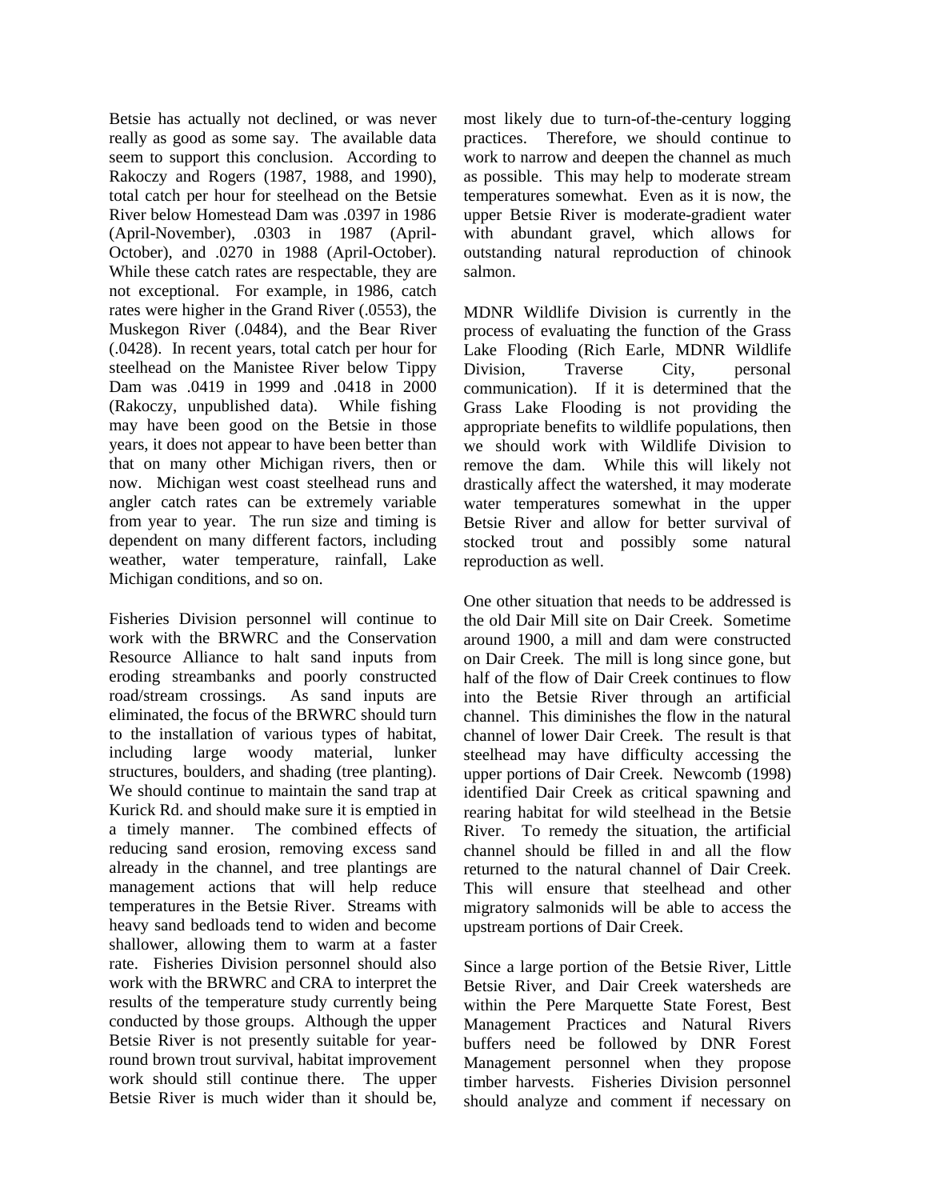Betsie has actually not declined, or was never really as good as some say. The available data seem to support this conclusion. According to Rakoczy and Rogers (1987, 1988, and 1990), total catch per hour for steelhead on the Betsie River below Homestead Dam was .0397 in 1986 (April-November), .0303 in 1987 (April-October), and .0270 in 1988 (April-October). While these catch rates are respectable, they are not exceptional. For example, in 1986, catch rates were higher in the Grand River (.0553), the Muskegon River (.0484), and the Bear River (.0428). In recent years, total catch per hour for steelhead on the Manistee River below Tippy Dam was .0419 in 1999 and .0418 in 2000 (Rakoczy, unpublished data). While fishing may have been good on the Betsie in those years, it does not appear to have been better than that on many other Michigan rivers, then or now. Michigan west coast steelhead runs and angler catch rates can be extremely variable from year to year. The run size and timing is dependent on many different factors, including weather, water temperature, rainfall, Lake Michigan conditions, and so on.

Fisheries Division personnel will continue to work with the BRWRC and the Conservation Resource Alliance to halt sand inputs from eroding streambanks and poorly constructed road/stream crossings. As sand inputs are eliminated, the focus of the BRWRC should turn to the installation of various types of habitat, including large woody material, lunker structures, boulders, and shading (tree planting). We should continue to maintain the sand trap at Kurick Rd. and should make sure it is emptied in a timely manner. The combined effects of reducing sand erosion, removing excess sand already in the channel, and tree plantings are management actions that will help reduce temperatures in the Betsie River. Streams with heavy sand bedloads tend to widen and become shallower, allowing them to warm at a faster rate. Fisheries Division personnel should also work with the BRWRC and CRA to interpret the results of the temperature study currently being conducted by those groups. Although the upper Betsie River is not presently suitable for year-round brown trout survival, habitat improvement work should still continue there. The upper Betsie River is much wider than it should be, most likely due to turn-of-the-century logging practices. Therefore, we should continue to work to narrow and deepen the channel as much as possible. This may help to moderate stream temperatures somewhat. Even as it is now, the upper Betsie River is moderate-gradient water with abundant gravel, which allows for outstanding natural reproduction of chinook salmon.

MDNR Wildlife Division is currently in the process of evaluating the function of the Grass Lake Flooding (Rich Earle, MDNR Wildlife Division, Traverse City, personal communication). If it is determined that the Grass Lake Flooding is not providing the appropriate benefits to wildlife populations, then we should work with Wildlife Division to remove the dam. While this will likely not drastically affect the watershed, it may moderate water temperatures somewhat in the upper Betsie River and allow for better survival of stocked trout and possibly some natural reproduction as well.

One other situation that needs to be addressed is the old Dair Mill site on Dair Creek. Sometime around 1900, a mill and dam were constructed on Dair Creek. The mill is long since gone, but half of the flow of Dair Creek continues to flow into the Betsie River through an artificial channel. This diminishes the flow in the natural channel of lower Dair Creek. The result is that steelhead may have difficulty accessing the upper portions of Dair Creek. Newcomb (1998) identified Dair Creek as critical spawning and rearing habitat for wild steelhead in the Betsie River. To remedy the situation, the artificial channel should be filled in and all the flow returned to the natural channel of Dair Creek. This will ensure that steelhead and other migratory salmonids will be able to access the upstream portions of Dair Creek.

Since a large portion of the Betsie River, Little Betsie River, and Dair Creek watersheds are within the Pere Marquette State Forest, Best Management Practices and Natural Rivers buffers need be followed by DNR Forest Management personnel when they propose timber harvests. Fisheries Division personnel should analyze and comment if necessary on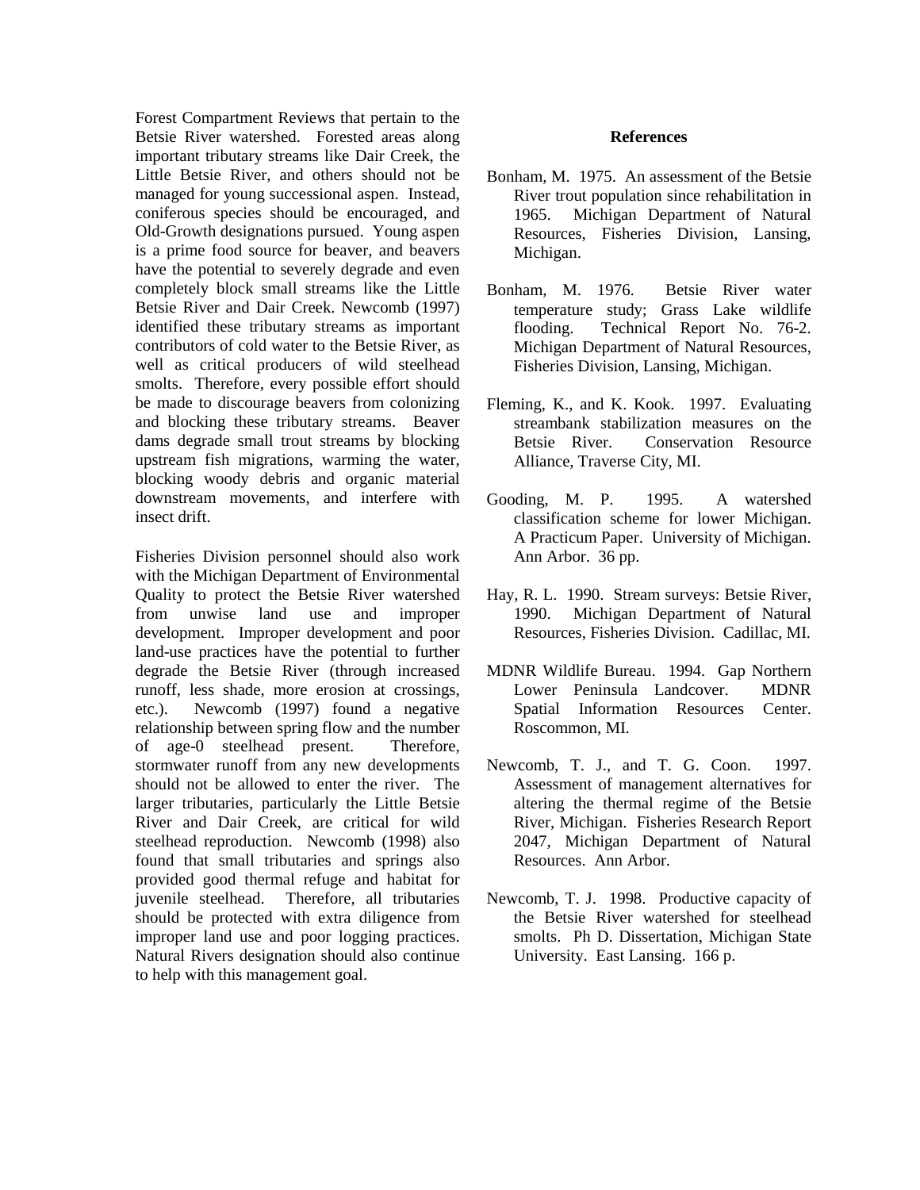Forest Compartment Reviews that pertain to the Betsie River watershed. Forested areas along important tributary streams like Dair Creek, the Little Betsie River, and others should not be managed for young successional aspen. Instead, coniferous species should be encouraged, and Old-Growth designations pursued. Young aspen is a prime food source for beaver, and beavers have the potential to severely degrade and even completely block small streams like the Little Betsie River and Dair Creek. Newcomb (1997) identified these tributary streams as important contributors of cold water to the Betsie River, as well as critical producers of wild steelhead smolts. Therefore, every possible effort should be made to discourage beavers from colonizing and blocking these tributary streams. Beaver dams degrade small trout streams by blocking upstream fish migrations, warming the water, blocking woody debris and organic material downstream movements, and interfere with insect drift.

Fisheries Division personnel should also work with the Michigan Department of Environmental Quality to protect the Betsie River watershed from unwise land use and improper development. Improper development and poor land-use practices have the potential to further degrade the Betsie River (through increased runoff, less shade, more erosion at crossings, etc.). Newcomb (1997) found a negative relationship between spring flow and the number of age-0 steelhead present. Therefore, stormwater runoff from any new developments should not be allowed to enter the river. The larger tributaries, particularly the Little Betsie River and Dair Creek, are critical for wild steelhead reproduction. Newcomb (1998) also found that small tributaries and springs also provided good thermal refuge and habitat for juvenile steelhead. Therefore, all tributaries should be protected with extra diligence from improper land use and poor logging practices. Natural Rivers designation should also continue to help with this management goal.

**References**

Bonham, M. 1975. An assessment of the Betsie River trout population since rehabilitation in 1965. Michigan Department of Natural Resources, Fisheries Division, Lansing, Michigan.

Bonham, M. 1976. Betsie River water temperature study; Grass Lake wildlife flooding. Technical Report No. 76-2. Michigan Department of Natural Resources, Fisheries Division, Lansing, Michigan.

Fleming, K., and K. Kook. 1997. Evaluating streambank stabilization measures on the Betsie River. Conservation Resource Alliance, Traverse City, MI.

Gooding, M. P. 1995. A watershed classification scheme for lower Michigan. A Practicum Paper. University of Michigan. Ann Arbor. 36 pp.

Hay, R. L. 1990. Stream surveys: Betsie River, 1990. Michigan Department of Natural Resources, Fisheries Division. Cadillac, MI.

MDNR Wildlife Bureau. 1994. Gap Northern Lower Peninsula Landcover. MDNR Spatial Information Resources Center. Roscommon, MI.

Newcomb, T. J., and T. G. Coon. 1997. Assessment of management alternatives for altering the thermal regime of the Betsie River, Michigan. Fisheries Research Report 2047, Michigan Department of Natural Resources. Ann Arbor.

Newcomb, T. J. 1998. Productive capacity of the Betsie River watershed for steelhead smolts. Ph D. Dissertation, Michigan State University. East Lansing. 166 p.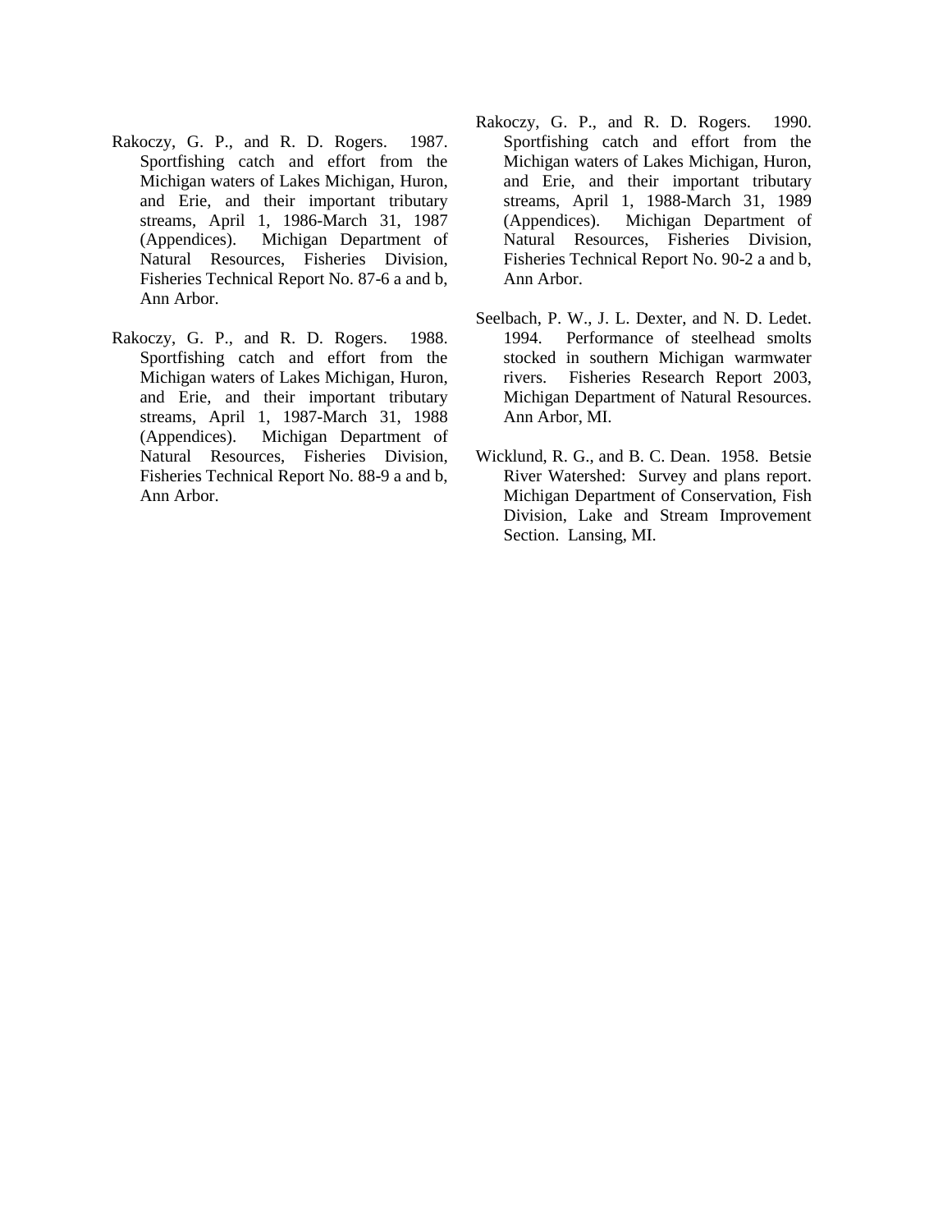Rakoczy, G. P., and R. D. Rogers. 1987. Sportfishing catch and effort from the Michigan waters of Lakes Michigan, Huron, and Erie, and their important tributary streams, April 1, 1986-March 31, 1987 (Appendices). Michigan Department of Natural Resources, Fisheries Division, Fisheries Technical Report No. 87-6 a and b, Ann Arbor.

Rakoczy, G. P., and R. D. Rogers. 1988. Sportfishing catch and effort from the Michigan waters of Lakes Michigan, Huron, and Erie, and their important tributary streams, April 1, 1987-March 31, 1988 (Appendices). Michigan Department of Natural Resources, Fisheries Division, Fisheries Technical Report No. 88-9 a and b, Ann Arbor.

Rakoczy, G. P., and R. D. Rogers. 1990. Sportfishing catch and effort from the Michigan waters of Lakes Michigan, Huron, and Erie, and their important tributary streams, April 1, 1988-March 31, 1989 (Appendices). Michigan Department of Natural Resources, Fisheries Division, Fisheries Technical Report No. 90-2 a and b, Ann Arbor.

Seelbach, P. W., J. L. Dexter, and N. D. Ledet. 1994. Performance of steelhead smolts stocked in southern Michigan warmwater rivers. Fisheries Research Report 2003, Michigan Department of Natural Resources. Ann Arbor, MI.

Wicklund, R. G., and B. C. Dean. 1958. Betsie River Watershed: Survey and plans report. Michigan Department of Conservation, Fish Division, Lake and Stream Improvement Section. Lansing, MI.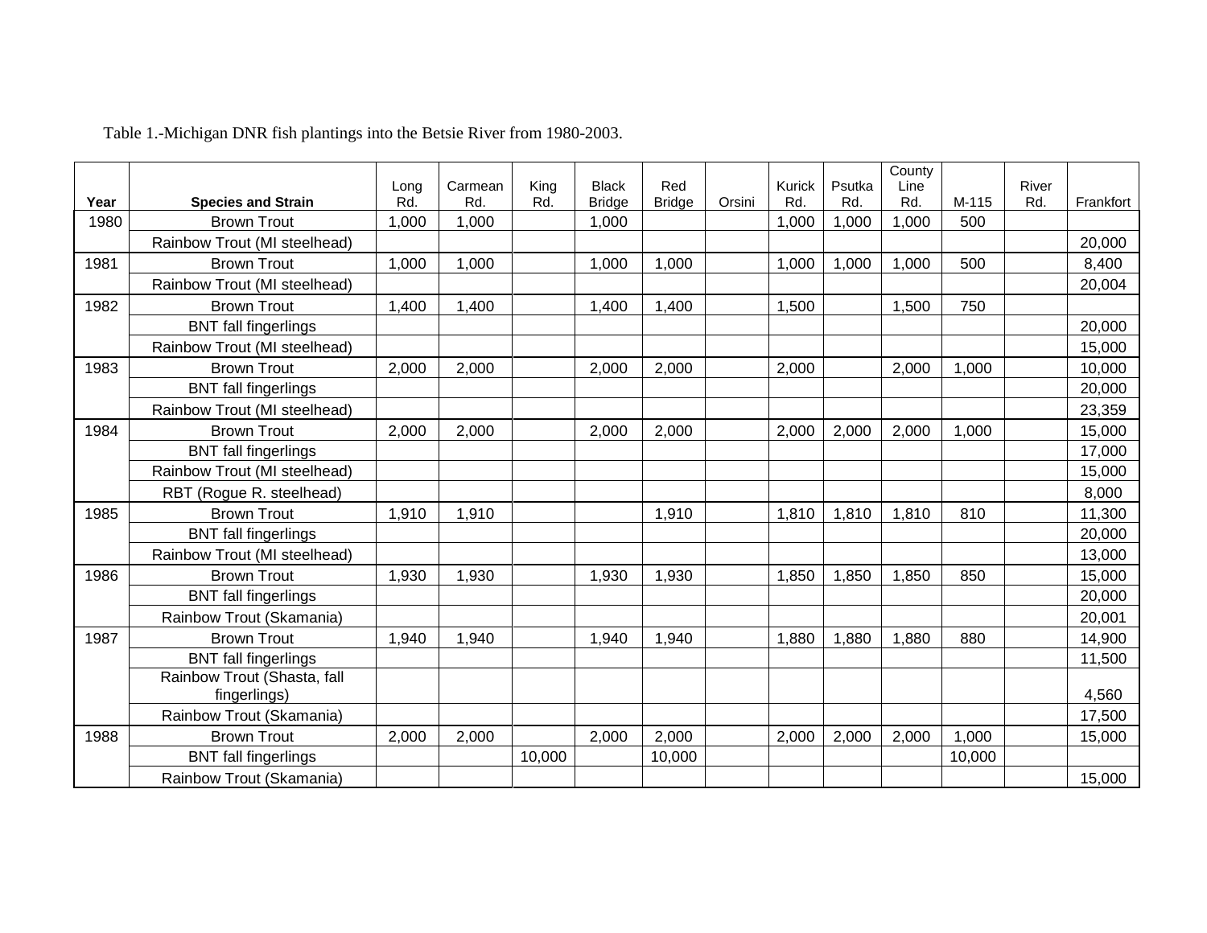Table 1.-Michigan DNR fish plantings into the Betsie River from 1980-2003.

| Year | Species and Strain | Long Rd. | Carmean Rd. | King Rd. | Black Bridge | Red Bridge | Orsini | Kurick Rd. | Psutka Rd. | County Line Rd. | M-115 | River Rd. | Frankfort |
|---|---|---|---|---|---|---|---|---|---|---|---|---|---|
| 1980 | Brown Trout | 1,000 | 1,000 | | 1,000 | | | 1,000 | 1,000 | 1,000 | 500 | | |
| | Rainbow Trout (MI steelhead) | | | | | | | | | | | | 20,000 |
| 1981 | Brown Trout | 1,000 | 1,000 | | 1,000 | 1,000 | | 1,000 | 1,000 | 1,000 | 500 | | 8,400 |
| | Rainbow Trout (MI steelhead) | | | | | | | | | | | | 20,004 |
| 1982 | Brown Trout | 1,400 | 1,400 | | 1,400 | 1,400 | | 1,500 | | 1,500 | 750 | | |
| | BNT fall fingerlings | | | | | | | | | | | | 20,000 |
| | Rainbow Trout (MI steelhead) | | | | | | | | | | | | 15,000 |
| 1983 | Brown Trout | 2,000 | 2,000 | | 2,000 | 2,000 | | 2,000 | | 2,000 | 1,000 | | 10,000 |
| | BNT fall fingerlings | | | | | | | | | | | | 20,000 |
| | Rainbow Trout (MI steelhead) | | | | | | | | | | | | 23,359 |
| 1984 | Brown Trout | 2,000 | 2,000 | | 2,000 | 2,000 | | 2,000 | 2,000 | 2,000 | 1,000 | | 15,000 |
| | BNT fall fingerlings | | | | | | | | | | | | 17,000 |
| | Rainbow Trout (MI steelhead) | | | | | | | | | | | | 15,000 |
| | RBT (Rogue R. steelhead) | | | | | | | | | | | | 8,000 |
| 1985 | Brown Trout | 1,910 | 1,910 | | | 1,910 | | 1,810 | 1,810 | 1,810 | 810 | | 11,300 |
| | BNT fall fingerlings | | | | | | | | | | | | 20,000 |
| | Rainbow Trout (MI steelhead) | | | | | | | | | | | | 13,000 |
| 1986 | Brown Trout | 1,930 | 1,930 | | 1,930 | 1,930 | | 1,850 | 1,850 | 1,850 | 850 | | 15,000 |
| | BNT fall fingerlings | | | | | | | | | | | | 20,000 |
| | Rainbow Trout (Skamania) | | | | | | | | | | | | 20,001 |
| 1987 | Brown Trout | 1,940 | 1,940 | | 1,940 | 1,940 | | 1,880 | 1,880 | 1,880 | 880 | | 14,900 |
| | BNT fall fingerlings | | | | | | | | | | | | 11,500 |
| | Rainbow Trout (Shasta, fall fingerlings) | | | | | | | | | | | | 4,560 |
| | Rainbow Trout (Skamania) | | | | | | | | | | | | 17,500 |
| 1988 | Brown Trout | 2,000 | 2,000 | | 2,000 | 2,000 | | 2,000 | 2,000 | 2,000 | 1,000 | | 15,000 |
| | BNT fall fingerlings | | | 10,000 | | 10,000 | | | | | 10,000 | | |
| | Rainbow Trout (Skamania) | | | | | | | | | | | | 15,000 |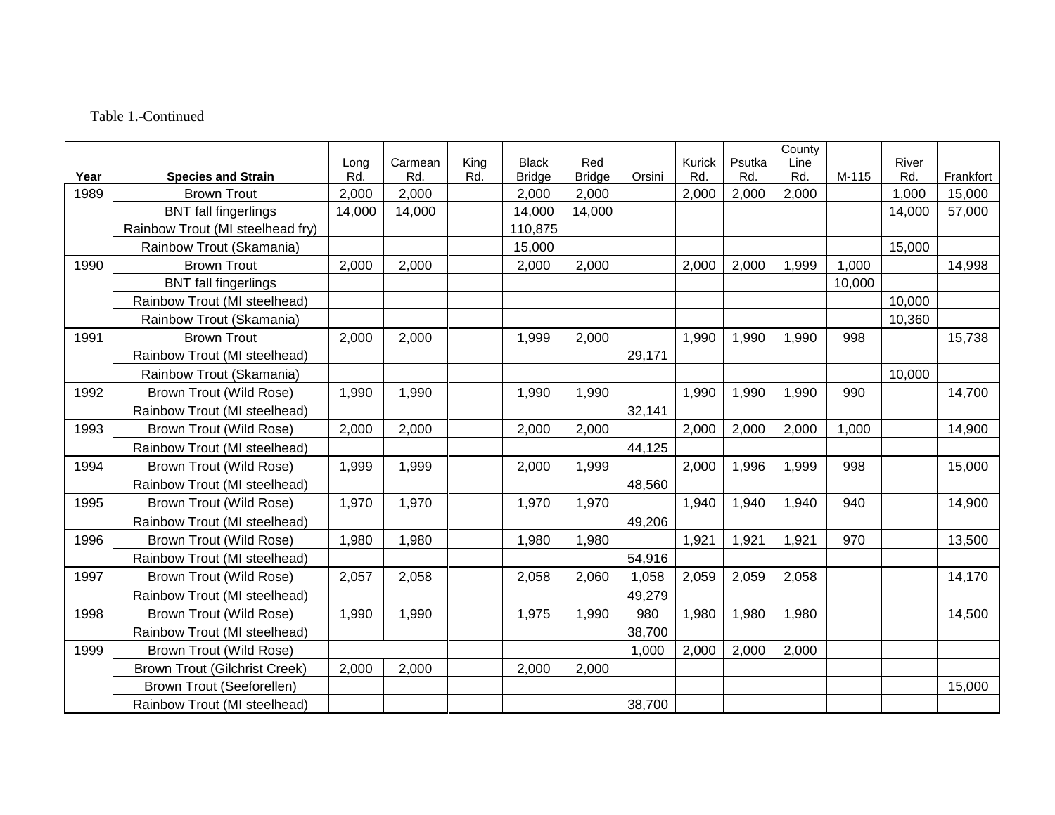Table 1.-Continued

| Year | Species and Strain | Long Rd. | Carmean Rd. | King Rd. | Black Bridge | Red Bridge | Orsini | Kurick Rd. | Psutka Rd. | County Line Rd. | M-115 | River Rd. | Frankfort |
|---|---|---|---|---|---|---|---|---|---|---|---|---|---|
| 1989 | Brown Trout | 2,000 | 2,000 | | 2,000 | 2,000 | | 2,000 | 2,000 | 2,000 | | 1,000 | 15,000 |
| | BNT fall fingerlings | 14,000 | 14,000 | | 14,000 | 14,000 | | | | | | 14,000 | 57,000 |
| | Rainbow Trout (MI steelhead fry) | | | | 110,875 | | | | | | | | |
| | Rainbow Trout (Skamania) | | | | 15,000 | | | | | | | 15,000 | |
| 1990 | Brown Trout | 2,000 | 2,000 | | 2,000 | 2,000 | | 2,000 | 2,000 | 1,999 | 1,000 | | 14,998 |
| | BNT fall fingerlings | | | | | | | | | | 10,000 | | |
| | Rainbow Trout (MI steelhead) | | | | | | | | | | | 10,000 | |
| | Rainbow Trout (Skamania) | | | | | | | | | | | 10,360 | |
| 1991 | Brown Trout | 2,000 | 2,000 | | 1,999 | 2,000 | | 1,990 | 1,990 | 1,990 | 998 | | 15,738 |
| | Rainbow Trout (MI steelhead) | | | | | | 29,171 | | | | | | |
| | Rainbow Trout (Skamania) | | | | | | | | | | | 10,000 | |
| 1992 | Brown Trout (Wild Rose) | 1,990 | 1,990 | | 1,990 | 1,990 | | 1,990 | 1,990 | 1,990 | 990 | | 14,700 |
| | Rainbow Trout (MI steelhead) | | | | | | 32,141 | | | | | | |
| 1993 | Brown Trout (Wild Rose) | 2,000 | 2,000 | | 2,000 | 2,000 | | 2,000 | 2,000 | 2,000 | 1,000 | | 14,900 |
| | Rainbow Trout (MI steelhead) | | | | | | 44,125 | | | | | | |
| 1994 | Brown Trout (Wild Rose) | 1,999 | 1,999 | | 2,000 | 1,999 | | 2,000 | 1,996 | 1,999 | 998 | | 15,000 |
| | Rainbow Trout (MI steelhead) | | | | | | 48,560 | | | | | | |
| 1995 | Brown Trout (Wild Rose) | 1,970 | 1,970 | | 1,970 | 1,970 | | 1,940 | 1,940 | 1,940 | 940 | | 14,900 |
| | Rainbow Trout (MI steelhead) | | | | | | 49,206 | | | | | | |
| 1996 | Brown Trout (Wild Rose) | 1,980 | 1,980 | | 1,980 | 1,980 | | 1,921 | 1,921 | 1,921 | 970 | | 13,500 |
| | Rainbow Trout (MI steelhead) | | | | | | 54,916 | | | | | | |
| 1997 | Brown Trout (Wild Rose) | 2,057 | 2,058 | | 2,058 | 2,060 | 1,058 | 2,059 | 2,059 | 2,058 | | | 14,170 |
| | Rainbow Trout (MI steelhead) | | | | | | 49,279 | | | | | | |
| 1998 | Brown Trout (Wild Rose) | 1,990 | 1,990 | | 1,975 | 1,990 | 980 | 1,980 | 1,980 | 1,980 | | | 14,500 |
| | Rainbow Trout (MI steelhead) | | | | | | 38,700 | | | | | | |
| 1999 | Brown Trout (Wild Rose) | | | | | | 1,000 | 2,000 | 2,000 | 2,000 | | | |
| | Brown Trout (Gilchrist Creek) | 2,000 | 2,000 | | 2,000 | 2,000 | | | | | | | |
| | Brown Trout (Seeforellen) | | | | | | | | | | | | 15,000 |
| | Rainbow Trout (MI steelhead) | | | | | | 38,700 | | | | | | |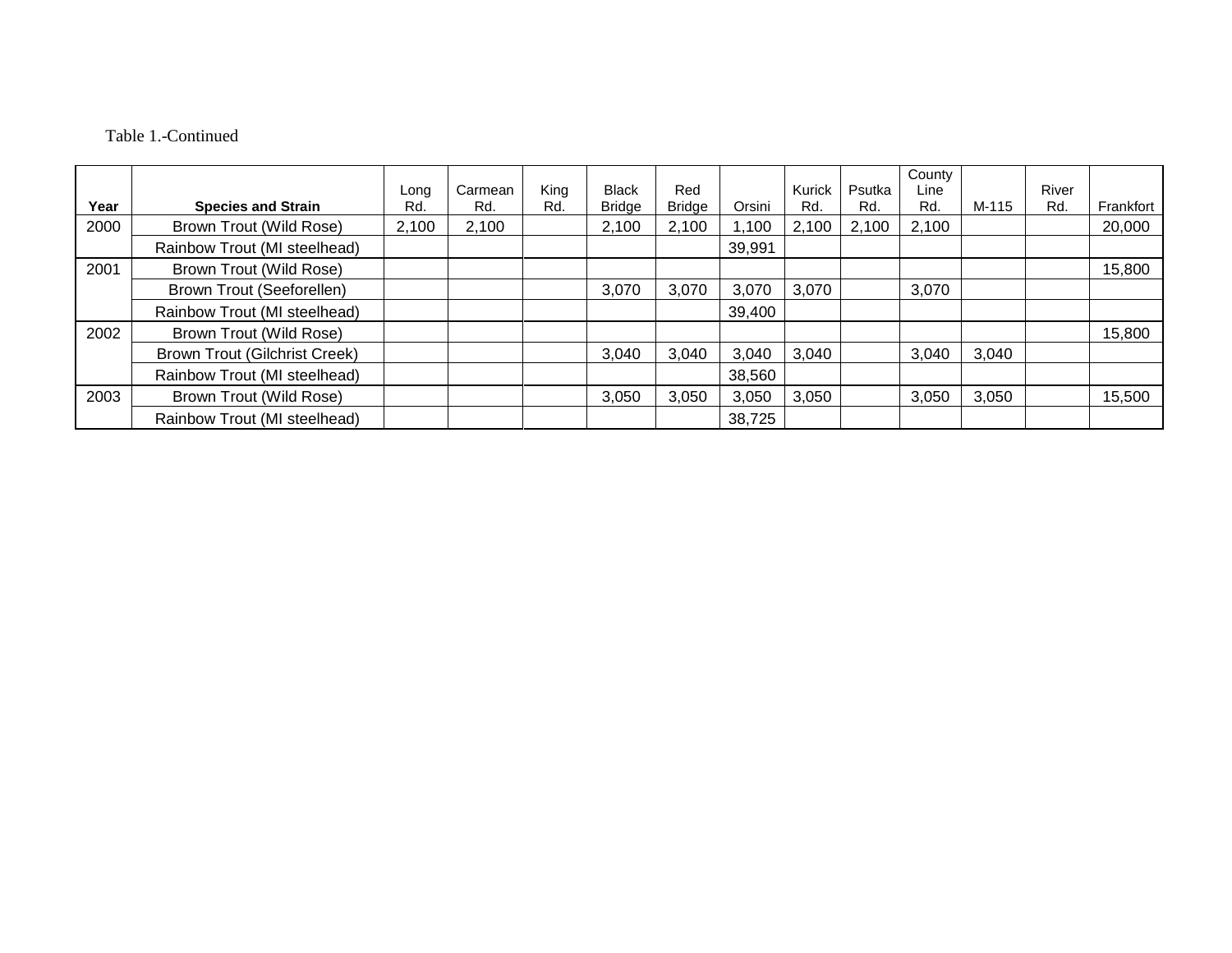Table 1.-Continued

| Year | Species and Strain | Long Rd. | Carmean Rd. | King Rd. | Black Bridge | Red Bridge | Orsini | Kurick Rd. | Psutka Rd. | County Line Rd. | M-115 | River Rd. | Frankfort |
|---|---|---|---|---|---|---|---|---|---|---|---|---|---|
| 2000 | Brown Trout (Wild Rose) | 2,100 | 2,100 | | 2,100 | 2,100 | 1,100 | 2,100 | 2,100 | 2,100 | | | 20,000 |
| | Rainbow Trout (MI steelhead) | | | | | | 39,991 | | | | | | |
| 2001 | Brown Trout (Wild Rose) | | | | | | | | | | | | 15,800 |
| | Brown Trout (Seeforellen) | | | | 3,070 | 3,070 | 3,070 | 3,070 | | 3,070 | | | |
| | Rainbow Trout (MI steelhead) | | | | | | 39,400 | | | | | | |
| 2002 | Brown Trout (Wild Rose) | | | | | | | | | | | | 15,800 |
| | Brown Trout (Gilchrist Creek) | | | | 3,040 | 3,040 | 3,040 | 3,040 | | 3,040 | 3,040 | | |
| | Rainbow Trout (MI steelhead) | | | | | | 38,560 | | | | | | |
| 2003 | Brown Trout (Wild Rose) | | | | 3,050 | 3,050 | 3,050 | 3,050 | | 3,050 | 3,050 | | 15,500 |
| | Rainbow Trout (MI steelhead) | | | | | | 38,725 | | | | | | |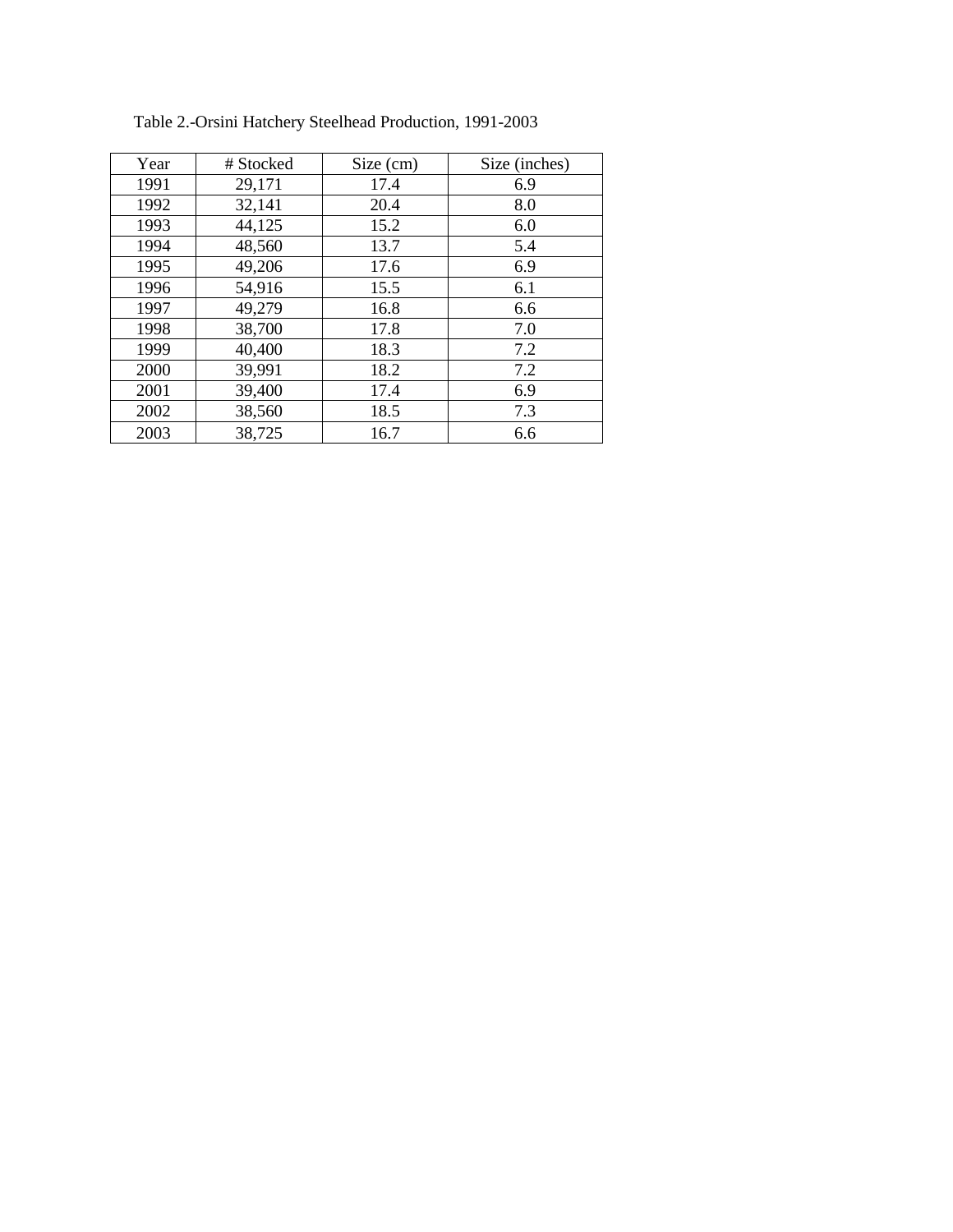Table 2.-Orsini Hatchery Steelhead Production, 1991-2003

| Year | # Stocked | Size (cm) | Size (inches) |
|---|---|---|---|
| 1991 | 29,171 | 17.4 | 6.9 |
| 1992 | 32,141 | 20.4 | 8.0 |
| 1993 | 44,125 | 15.2 | 6.0 |
| 1994 | 48,560 | 13.7 | 5.4 |
| 1995 | 49,206 | 17.6 | 6.9 |
| 1996 | 54,916 | 15.5 | 6.1 |
| 1997 | 49,279 | 16.8 | 6.6 |
| 1998 | 38,700 | 17.8 | 7.0 |
| 1999 | 40,400 | 18.3 | 7.2 |
| 2000 | 39,991 | 18.2 | 7.2 |
| 2001 | 39,400 | 17.4 | 6.9 |
| 2002 | 38,560 | 18.5 | 7.3 |
| 2003 | 38,725 | 16.7 | 6.6 |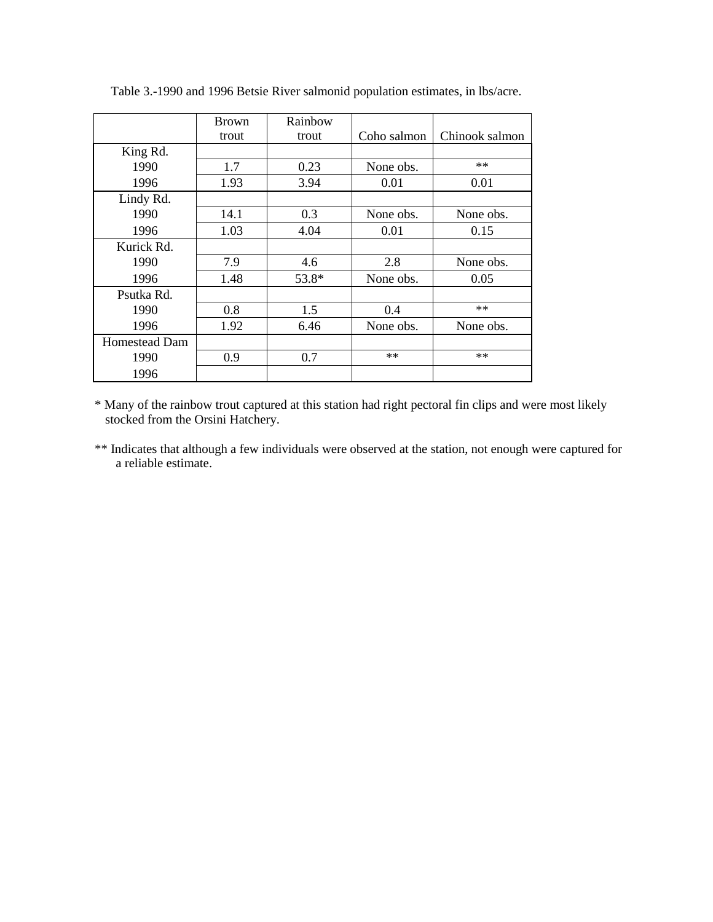Table 3.-1990 and 1996 Betsie River salmonid population estimates, in lbs/acre.

| | Brown trout | Rainbow trout | Coho salmon | Chinook salmon |
|---|---|---|---|---|
| King Rd. | | | | |
| 1990 | 1.7 | 0.23 | None obs. | ** |
| 1996 | 1.93 | 3.94 | 0.01 | 0.01 |
| Lindy Rd. | | | | |
| 1990 | 14.1 | 0.3 | None obs. | None obs. |
| 1996 | 1.03 | 4.04 | 0.01 | 0.15 |
| Kurick Rd. | | | | |
| 1990 | 7.9 | 4.6 | 2.8 | None obs. |
| 1996 | 1.48 | 53.8* | None obs. | 0.05 |
| Psutka Rd. | | | | |
| 1990 | 0.8 | 1.5 | 0.4 | ** |
| 1996 | 1.92 | 6.46 | None obs. | None obs. |
| Homestead Dam | | | | |
| 1990 | 0.9 | 0.7 | ** | ** |
| 1996 | | | | |

* Many of the rainbow trout captured at this station had right pectoral fin clips and were most likely stocked from the Orsini Hatchery.

** Indicates that although a few individuals were observed at the station, not enough were captured for a reliable estimate.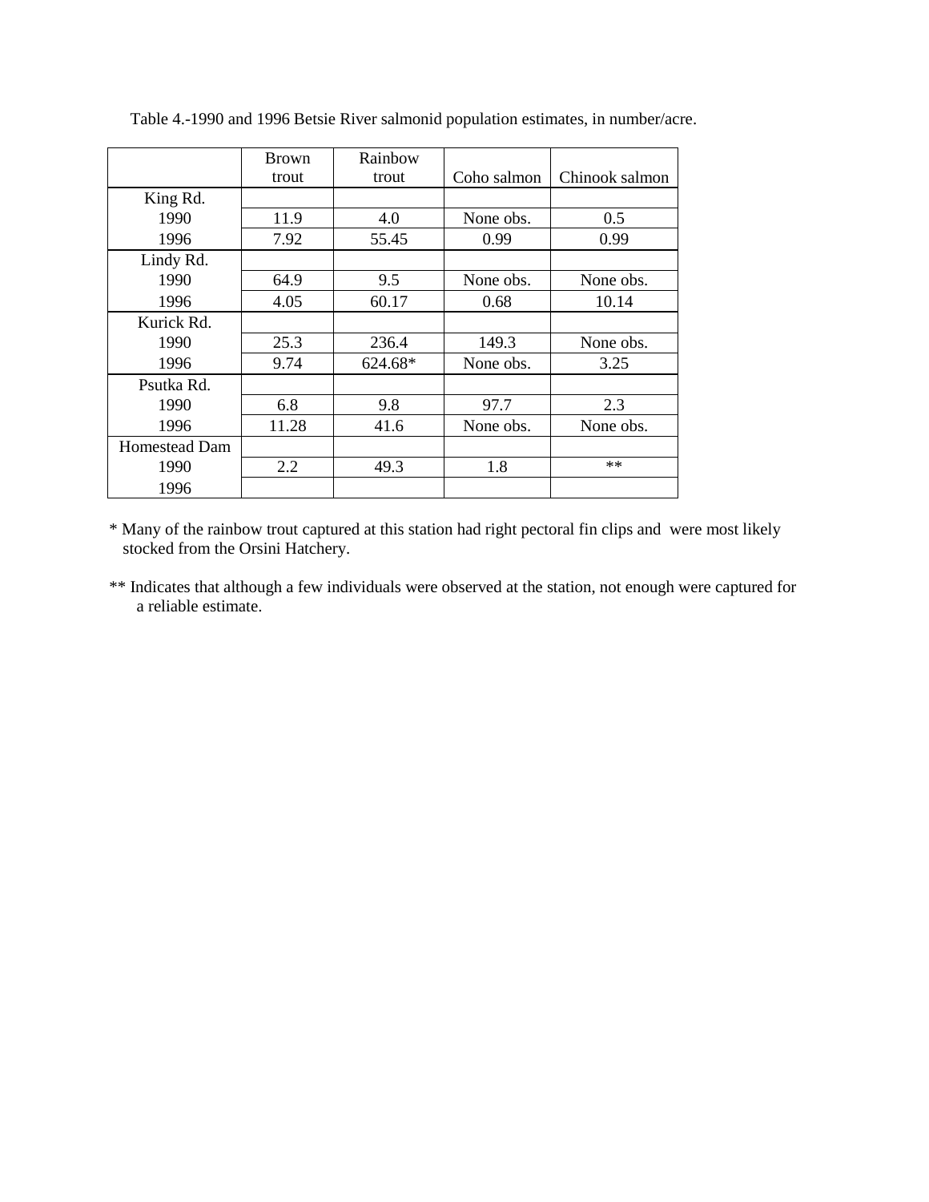Table 4.-1990 and 1996 Betsie River salmonid population estimates, in number/acre.

| | Brown trout | Rainbow trout | Coho salmon | Chinook salmon |
|---|---|---|---|---|
| King Rd. | | | | |
| 1990 | 11.9 | 4.0 | None obs. | 0.5 |
| 1996 | 7.92 | 55.45 | 0.99 | 0.99 |
| Lindy Rd. | | | | |
| 1990 | 64.9 | 9.5 | None obs. | None obs. |
| 1996 | 4.05 | 60.17 | 0.68 | 10.14 |
| Kurick Rd. | | | | |
| 1990 | 25.3 | 236.4 | 149.3 | None obs. |
| 1996 | 9.74 | 624.68* | None obs. | 3.25 |
| Psutka Rd. | | | | |
| 1990 | 6.8 | 9.8 | 97.7 | 2.3 |
| 1996 | 11.28 | 41.6 | None obs. | None obs. |
| Homestead Dam | | | | |
| 1990 | 2.2 | 49.3 | 1.8 | ** |
| 1996 | | | | |

* Many of the rainbow trout captured at this station had right pectoral fin clips and were most likely stocked from the Orsini Hatchery.

** Indicates that although a few individuals were observed at the station, not enough were captured for a reliable estimate.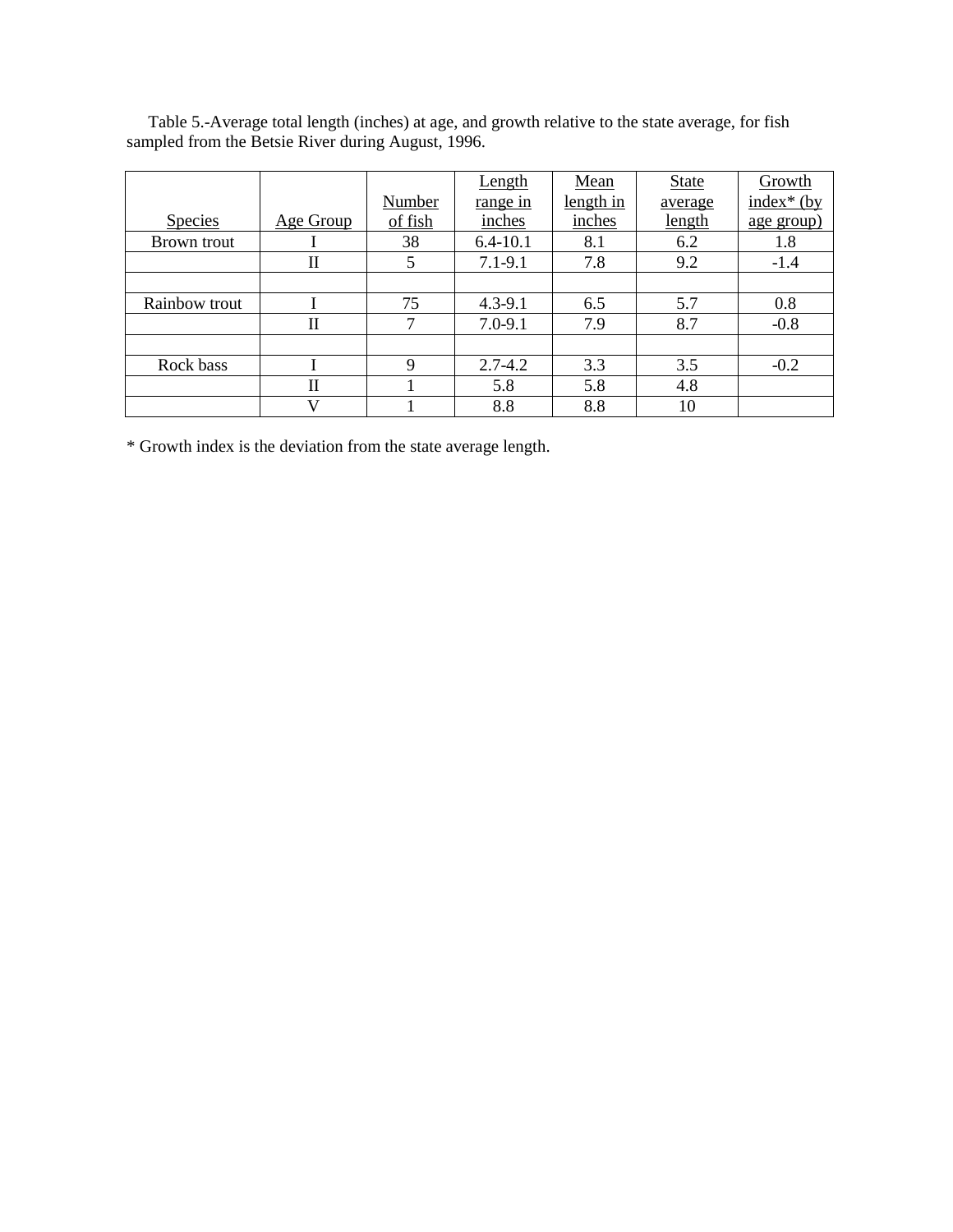Table 5.-Average total length (inches) at age, and growth relative to the state average, for fish sampled from the Betsie River during August, 1996.

| Species | Age Group | Number of fish | Length range in inches | Mean length in inches | State average length | Growth index* (by age group) |
|---|---|---|---|---|---|---|
| Brown trout | I | 38 | 6.4-10.1 | 8.1 | 6.2 | 1.8 |
| | II | 5 | 7.1-9.1 | 7.8 | 9.2 | -1.4 |
| | | | | | | |
| Rainbow trout | I | 75 | 4.3-9.1 | 6.5 | 5.7 | 0.8 |
| | II | 7 | 7.0-9.1 | 7.9 | 8.7 | -0.8 |
| | | | | | | |
| Rock bass | I | 9 | 2.7-4.2 | 3.3 | 3.5 | -0.2 |
| | II | 1 | 5.8 | 5.8 | 4.8 | |
| | V | 1 | 8.8 | 8.8 | 10 | |

* Growth index is the deviation from the state average length.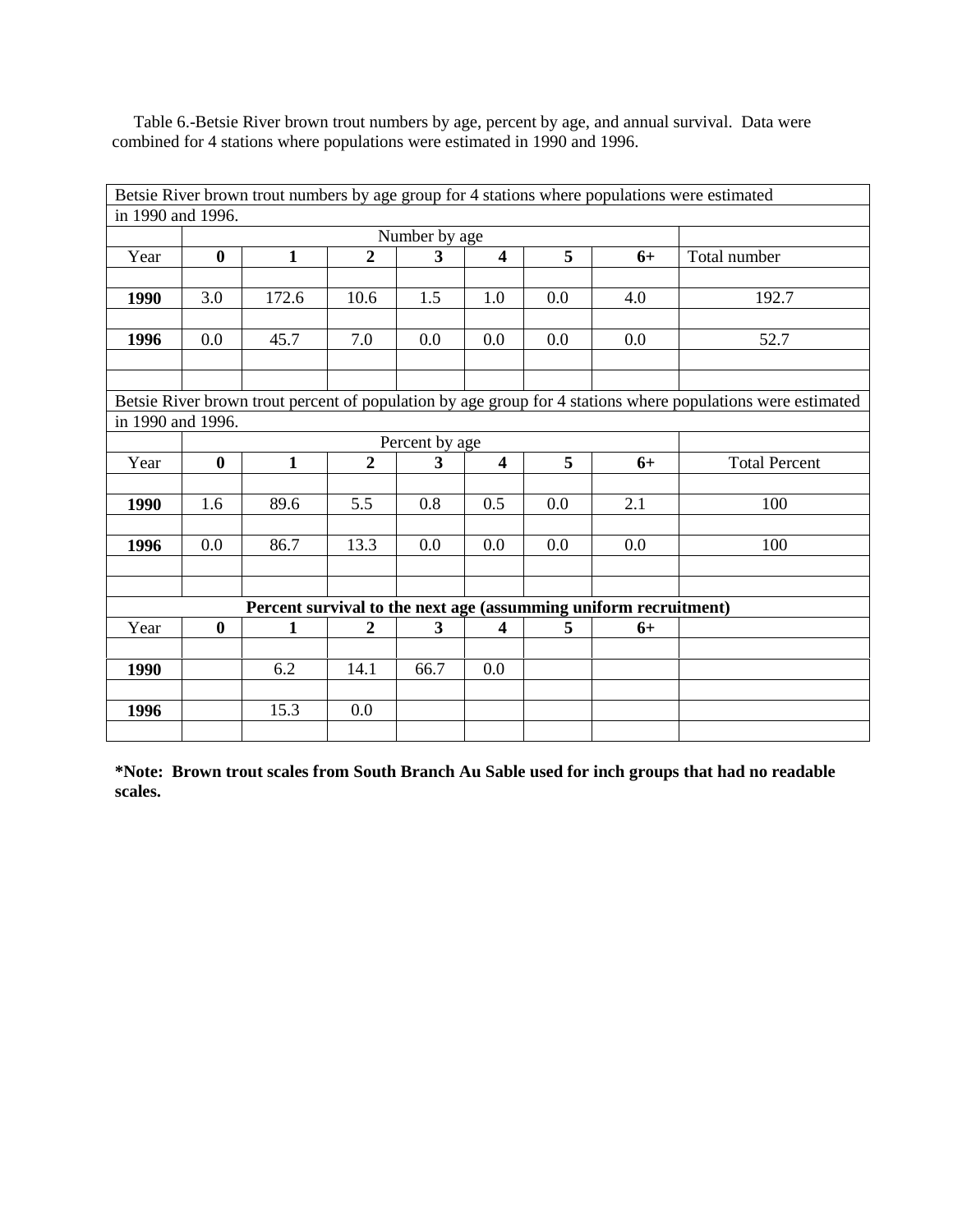Table 6.-Betsie River brown trout numbers by age, percent by age, and annual survival. Data were combined for 4 stations where populations were estimated in 1990 and 1996.

| Betsie River brown trout numbers by age group for 4 stations where populations were estimated in 1990 and 1996. | | | | | | | | |
|---|---|---|---|---|---|---|---|---|
| | Number by age | | | | | | | |
| Year | **0** | **1** | **2** | **3** | **4** | **5** | **6+** | Total number |
| **1990** | 3.0 | 172.6 | 10.6 | 1.5 | 1.0 | 0.0 | 4.0 | 192.7 |
| **1996** | 0.0 | 45.7 | 7.0 | 0.0 | 0.0 | 0.0 | 0.0 | 52.7 |

| Betsie River brown trout percent of population by age group for 4 stations where populations were estimated in 1990 and 1996. | | | | | | | | |
|---|---|---|---|---|---|---|---|---|
| | Percent by age | | | | | | | |
| Year | **0** | **1** | **2** | **3** | **4** | **5** | **6+** | Total Percent |
| **1990** | 1.6 | 89.6 | 5.5 | 0.8 | 0.5 | 0.0 | 2.1 | 100 |
| **1996** | 0.0 | 86.7 | 13.3 | 0.0 | 0.0 | 0.0 | 0.0 | 100 |

| **Percent survival to the next age (assumming uniform recruitment)** | | | | | | | |
|---|---|---|---|---|---|---|---|
| Year | **0** | **1** | **2** | **3** | **4** | **5** | **6+** |
| **1990** | | 6.2 | 14.1 | 66.7 | 0.0 | | |
| **1996** | | 15.3 | 0.0 | | | | |

**\*Note: Brown trout scales from South Branch Au Sable used for inch groups that had no readable scales.**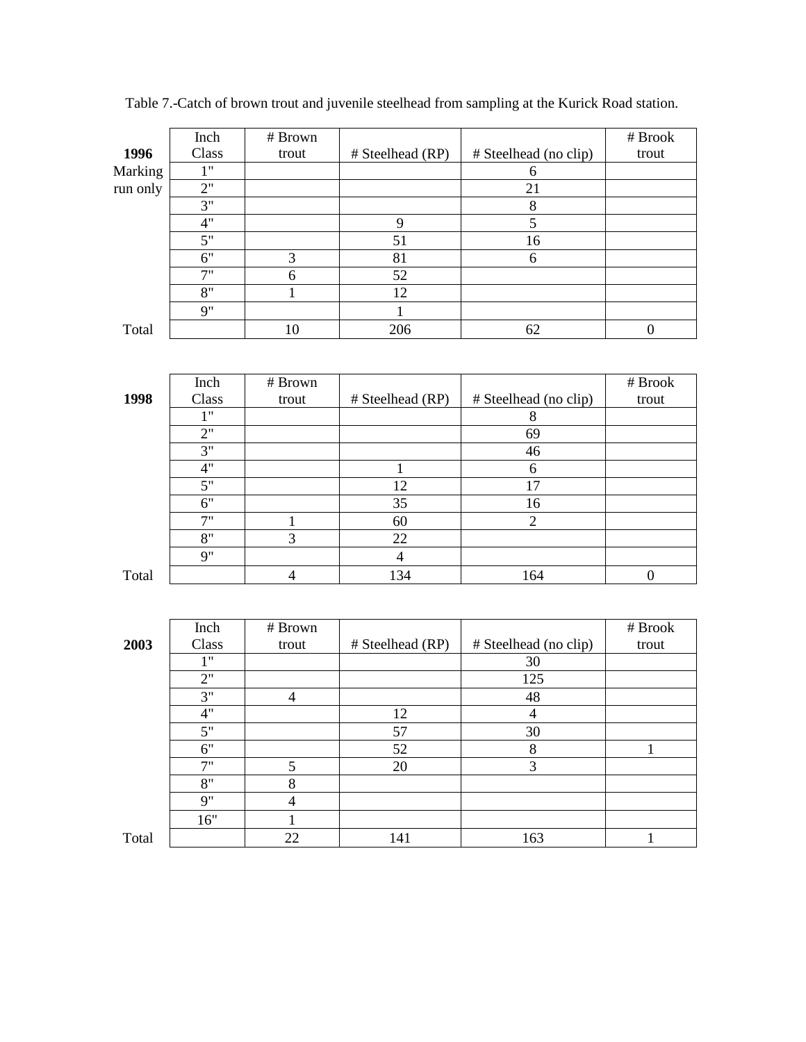Table 7.-Catch of brown trout and juvenile steelhead from sampling at the Kurick Road station.

| **1996** | Inch Class | # Brown trout | # Steelhead (RP) | # Steelhead (no clip) | # Brook trout |
|---|---|---|---|---|---|
| Marking run only | 1" | | | 6 | |
| | 2" | | | 21 | |
| | 3" | | | 8 | |
| | 4" | | 9 | 5 | |
| | 5" | | 51 | 16 | |
| | 6" | 3 | 81 | 6 | |
| | 7" | 6 | 52 | | |
| | 8" | 1 | 12 | | |
| | 9" | | 1 | | |
| Total | | 10 | 206 | 62 | 0 |

| **1998** | Inch Class | # Brown trout | # Steelhead (RP) | # Steelhead (no clip) | # Brook trout |
|---|---|---|---|---|---|
| | 1" | | | 8 | |
| | 2" | | | 69 | |
| | 3" | | | 46 | |
| | 4" | | 1 | 6 | |
| | 5" | | 12 | 17 | |
| | 6" | | 35 | 16 | |
| | 7" | 1 | 60 | 2 | |
| | 8" | 3 | 22 | | |
| | 9" | | 4 | | |
| Total | | 4 | 134 | 164 | 0 |

| **2003** | Inch Class | # Brown trout | # Steelhead (RP) | # Steelhead (no clip) | # Brook trout |
|---|---|---|---|---|---|
| | 1" | | | 30 | |
| | 2" | | | 125 | |
| | 3" | 4 | | 48 | |
| | 4" | | 12 | 4 | |
| | 5" | | 57 | 30 | |
| | 6" | | 52 | 8 | 1 |
| | 7" | 5 | 20 | 3 | |
| | 8" | 8 | | | |
| | 9" | 4 | | | |
| | 16" | 1 | | | |
| Total | | 22 | 141 | 163 | 1 |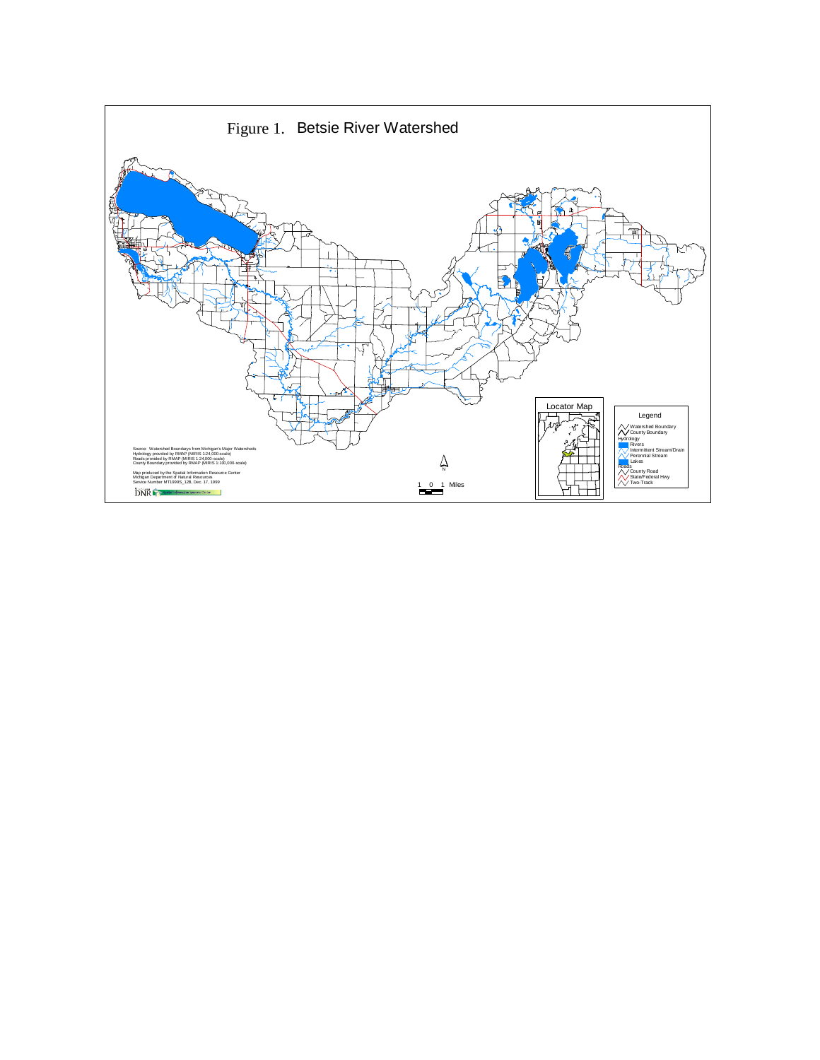# Figure 1. Betsie River Watershed

Locator Map

Legend

- Watershed Boundary
- County Boundary

Hydrology

- Rivers
- Intermittent Stream/Drain
- Perennial Stream
- Lakes

Roads

- County Road
- State/Federal Hwy
- Two-Track

Source: Watershed Boundarys from Michigan's Major Watersheds
Hydrology provided by RMAP (MIRIS 1:24,000-scale)
Roads provided by RMAP (MIRIS 1:24,000-scale)
County Boundary provided by RMAP (MIRIS 1:100,000-scale)

Map produced by the Spatial Information Resource Center
Michigan Department of Natural Resources
Service Number MT1999S_128, Dec. 17, 1999

N

1 0 1 Miles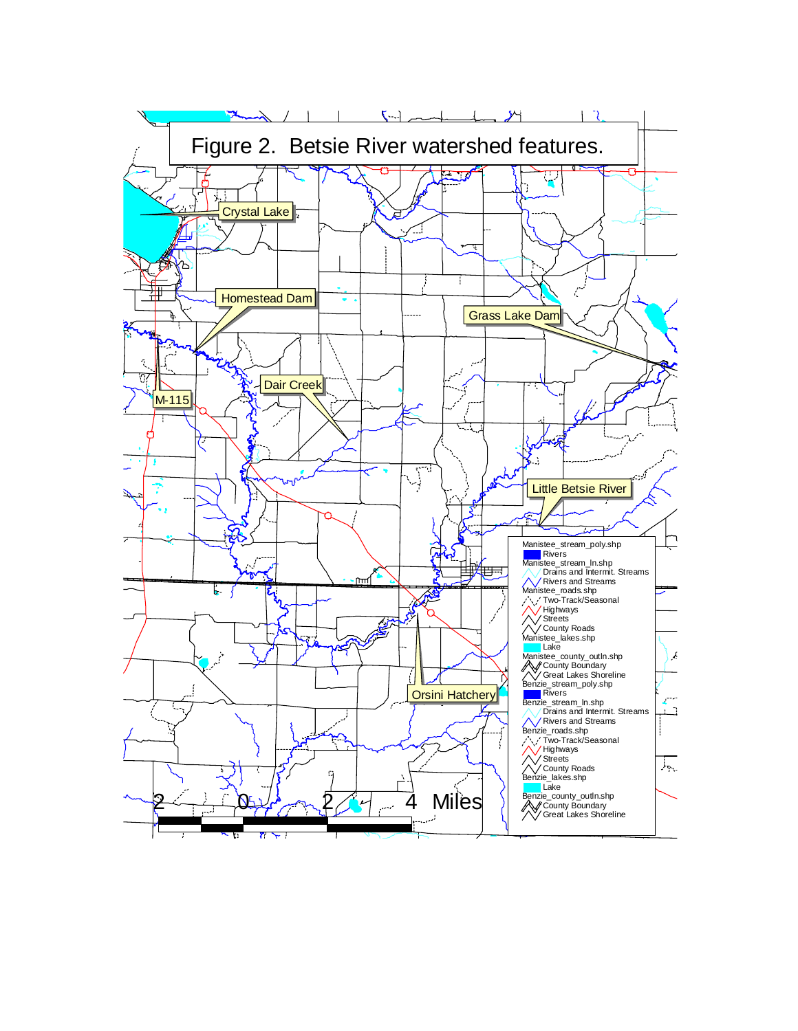Figure 2. Betsie River watershed features.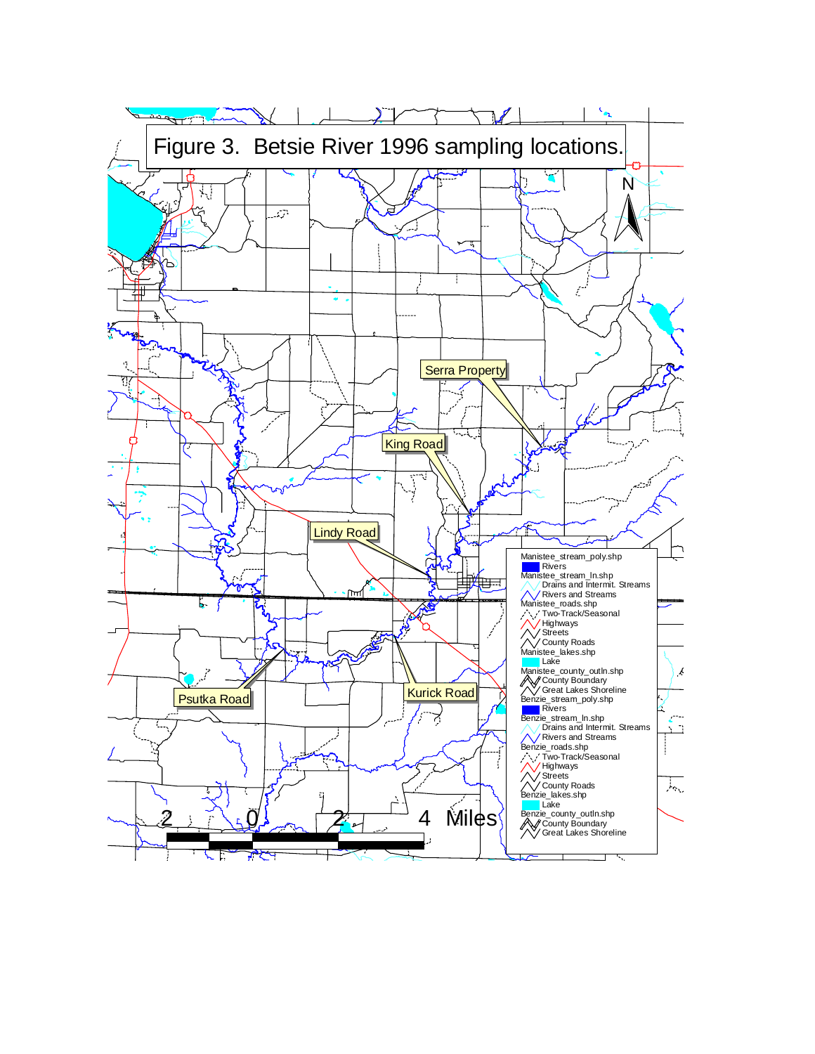Figure 3. Betsie River 1996 sampling locations.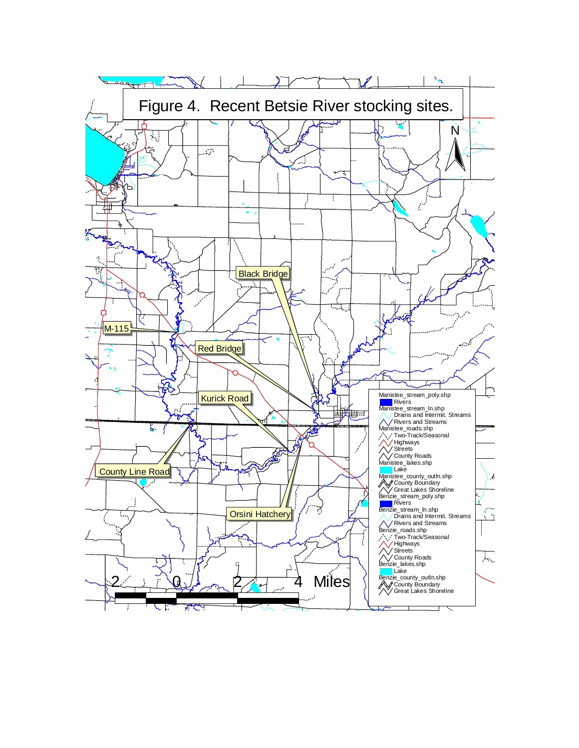Figure 4. Recent Betsie River stocking sites.

N

Black Bridge

M-115

Red Bridge

Kurick Road

County Line Road

Orsini Hatchery

2 0 2 4 Miles

Manistee_stream_poly.shp
Rivers
Manistee_stream_ln.shp
Drains and Intermit. Streams
Rivers and Streams
Manistee_roads.shp
Two-Track/Seasonal
Highways
Streets
County Roads
Manistee_lakes.shp
Lake
Manistee_county_outln.shp
County Boundary
Great Lakes Shoreline
Benzie_stream_poly.shp
Rivers
Benzie_stream_ln.shp
Drains and Intermit. Streams
Rivers and Streams
Benzie_roads.shp
Two-Track/Seasonal
Highways
Streets
County Roads
Benzie_lakes.shp
Lake
Benzie_county_outln.shp
County Boundary
Great Lakes Shoreline